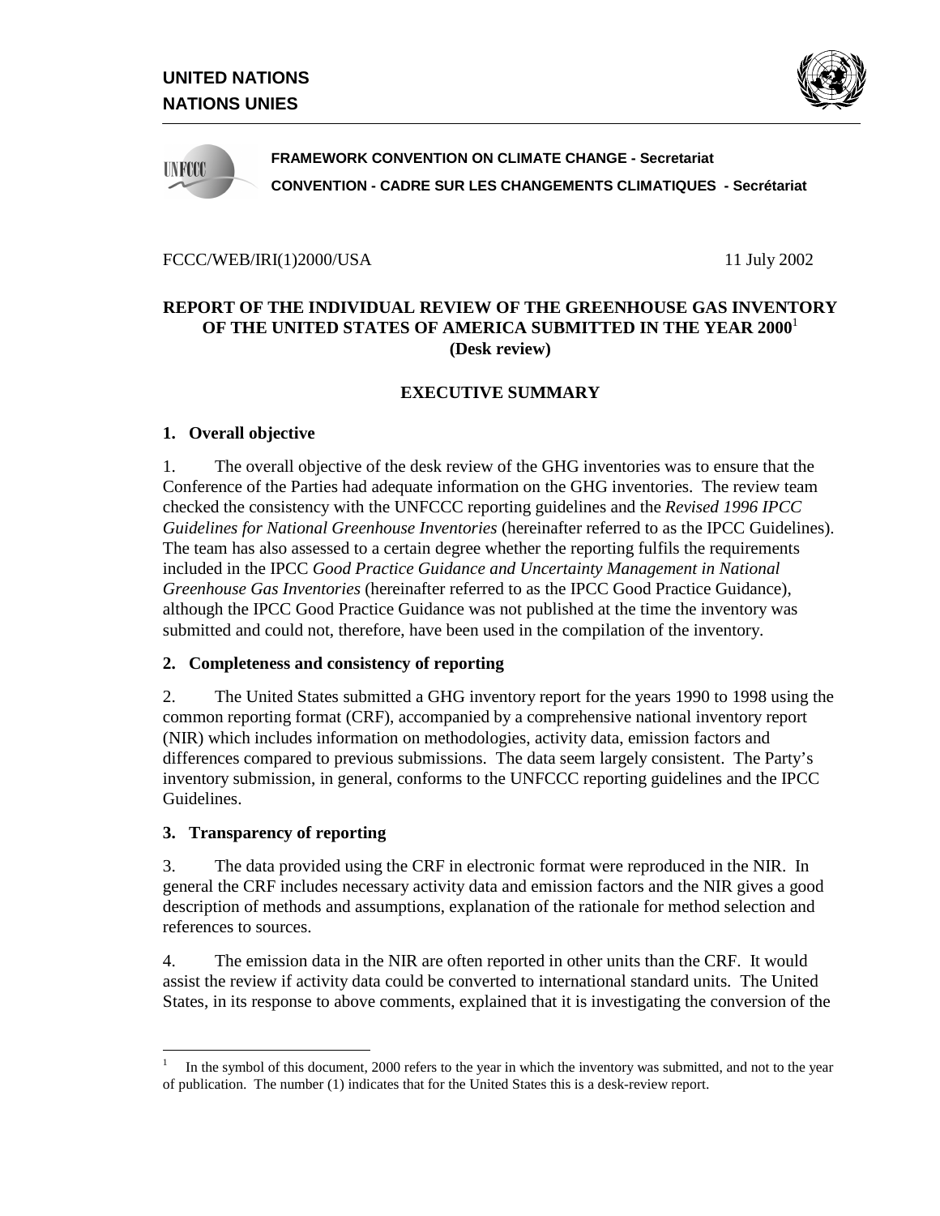**UNITED NATIONS**
**NATIONS UNIES**

**FRAMEWORK CONVENTION ON CLIMATE CHANGE - Secretariat**
**CONVENTION - CADRE SUR LES CHANGEMENTS CLIMATIQUES - Secrétariat**

FCCC/WEB/IRI(1)2000/USA 11 July 2002

# REPORT OF THE INDIVIDUAL REVIEW OF THE GREENHOUSE GAS INVENTORY OF THE UNITED STATES OF AMERICA SUBMITTED IN THE YEAR 2000[1] (Desk review)

## EXECUTIVE SUMMARY

### 1. Overall objective

1. The overall objective of the desk review of the GHG inventories was to ensure that the Conference of the Parties had adequate information on the GHG inventories. The review team checked the consistency with the UNFCCC reporting guidelines and the *Revised 1996 IPCC Guidelines for National Greenhouse Inventories* (hereinafter referred to as the IPCC Guidelines). The team has also assessed to a certain degree whether the reporting fulfils the requirements included in the IPCC *Good Practice Guidance and Uncertainty Management in National Greenhouse Gas Inventories* (hereinafter referred to as the IPCC Good Practice Guidance), although the IPCC Good Practice Guidance was not published at the time the inventory was submitted and could not, therefore, have been used in the compilation of the inventory.

### 2. Completeness and consistency of reporting

2. The United States submitted a GHG inventory report for the years 1990 to 1998 using the common reporting format (CRF), accompanied by a comprehensive national inventory report (NIR) which includes information on methodologies, activity data, emission factors and differences compared to previous submissions. The data seem largely consistent. The Party's inventory submission, in general, conforms to the UNFCCC reporting guidelines and the IPCC Guidelines.

### 3. Transparency of reporting

3. The data provided using the CRF in electronic format were reproduced in the NIR. In general the CRF includes necessary activity data and emission factors and the NIR gives a good description of methods and assumptions, explanation of the rationale for method selection and references to sources.

4. The emission data in the NIR are often reported in other units than the CRF. It would assist the review if activity data could be converted to international standard units. The United States, in its response to above comments, explained that it is investigating the conversion of the

[1] In the symbol of this document, 2000 refers to the year in which the inventory was submitted, and not to the year of publication. The number (1) indicates that for the United States this is a desk-review report.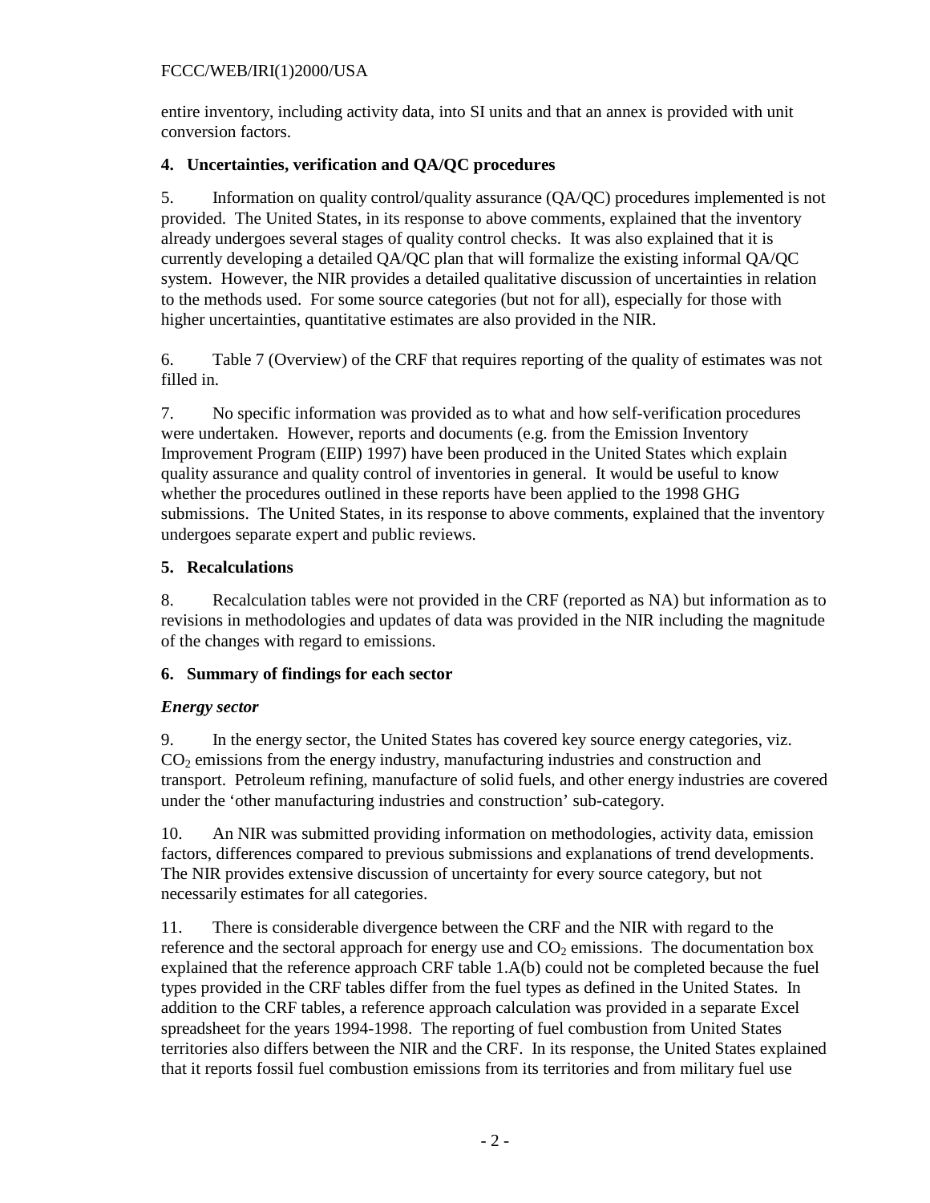entire inventory, including activity data, into SI units and that an annex is provided with unit conversion factors.

## 4. Uncertainties, verification and QA/QC procedures

5. Information on quality control/quality assurance (QA/QC) procedures implemented is not provided. The United States, in its response to above comments, explained that the inventory already undergoes several stages of quality control checks. It was also explained that it is currently developing a detailed QA/QC plan that will formalize the existing informal QA/QC system. However, the NIR provides a detailed qualitative discussion of uncertainties in relation to the methods used. For some source categories (but not for all), especially for those with higher uncertainties, quantitative estimates are also provided in the NIR.

6. Table 7 (Overview) of the CRF that requires reporting of the quality of estimates was not filled in.

7. No specific information was provided as to what and how self-verification procedures were undertaken. However, reports and documents (e.g. from the Emission Inventory Improvement Program (EIIP) 1997) have been produced in the United States which explain quality assurance and quality control of inventories in general. It would be useful to know whether the procedures outlined in these reports have been applied to the 1998 GHG submissions. The United States, in its response to above comments, explained that the inventory undergoes separate expert and public reviews.

## 5. Recalculations

8. Recalculation tables were not provided in the CRF (reported as NA) but information as to revisions in methodologies and updates of data was provided in the NIR including the magnitude of the changes with regard to emissions.

## 6. Summary of findings for each sector

### *Energy sector*

9. In the energy sector, the United States has covered key source energy categories, viz. $CO_2$ emissions from the energy industry, manufacturing industries and construction and transport. Petroleum refining, manufacture of solid fuels, and other energy industries are covered under the 'other manufacturing industries and construction' sub-category.

10. An NIR was submitted providing information on methodologies, activity data, emission factors, differences compared to previous submissions and explanations of trend developments. The NIR provides extensive discussion of uncertainty for every source category, but not necessarily estimates for all categories.

11. There is considerable divergence between the CRF and the NIR with regard to the reference and the sectoral approach for energy use and $CO_2$ emissions. The documentation box explained that the reference approach CRF table 1.A(b) could not be completed because the fuel types provided in the CRF tables differ from the fuel types as defined in the United States. In addition to the CRF tables, a reference approach calculation was provided in a separate Excel spreadsheet for the years 1994-1998. The reporting of fuel combustion from United States territories also differs between the NIR and the CRF. In its response, the United States explained that it reports fossil fuel combustion emissions from its territories and from military fuel use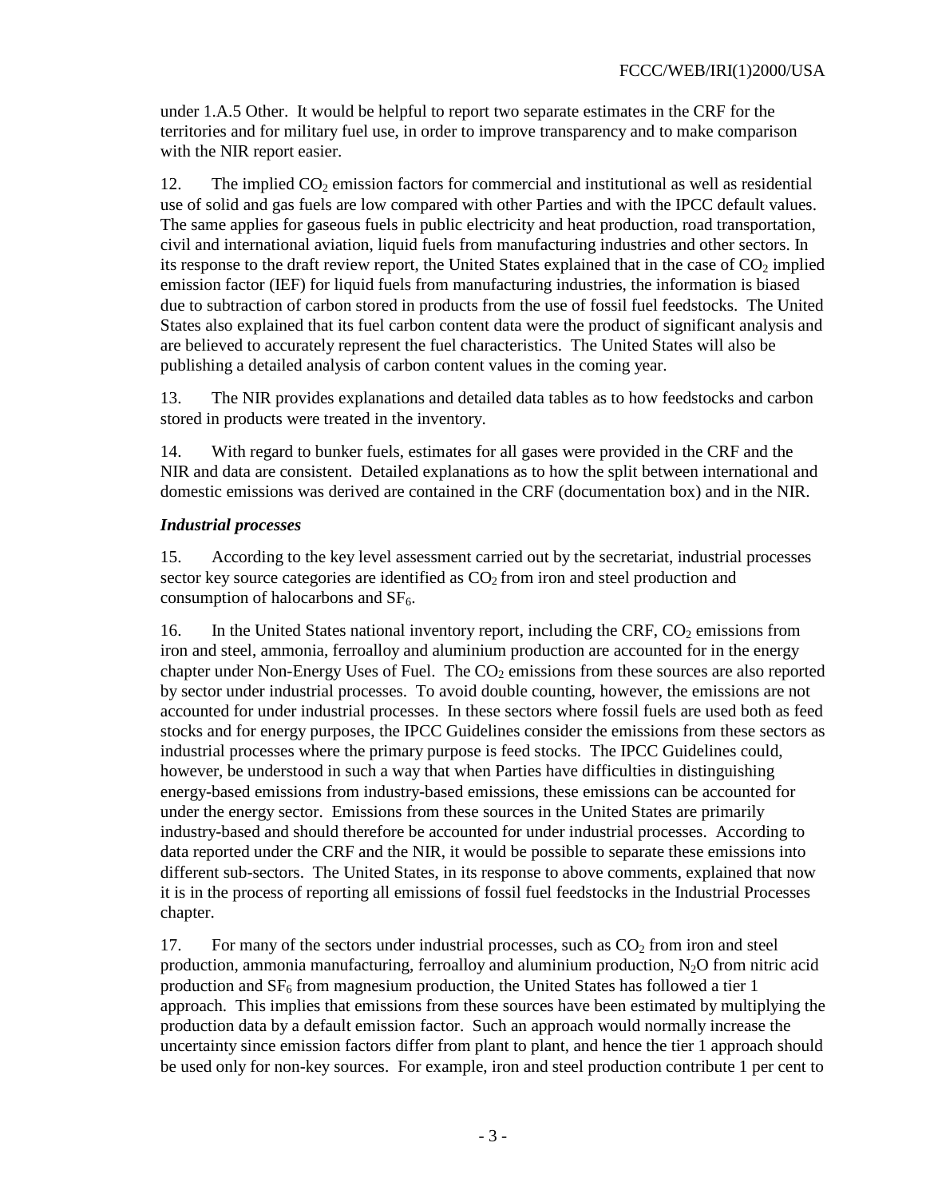under 1.A.5 Other. It would be helpful to report two separate estimates in the CRF for the territories and for military fuel use, in order to improve transparency and to make comparison with the NIR report easier.

12. The implied $CO_2$ emission factors for commercial and institutional as well as residential use of solid and gas fuels are low compared with other Parties and with the IPCC default values. The same applies for gaseous fuels in public electricity and heat production, road transportation, civil and international aviation, liquid fuels from manufacturing industries and other sectors. In its response to the draft review report, the United States explained that in the case of $CO_2$ implied emission factor (IEF) for liquid fuels from manufacturing industries, the information is biased due to subtraction of carbon stored in products from the use of fossil fuel feedstocks. The United States also explained that its fuel carbon content data were the product of significant analysis and are believed to accurately represent the fuel characteristics. The United States will also be publishing a detailed analysis of carbon content values in the coming year.

13. The NIR provides explanations and detailed data tables as to how feedstocks and carbon stored in products were treated in the inventory.

14. With regard to bunker fuels, estimates for all gases were provided in the CRF and the NIR and data are consistent. Detailed explanations as to how the split between international and domestic emissions was derived are contained in the CRF (documentation box) and in the NIR.

***Industrial processes***

15. According to the key level assessment carried out by the secretariat, industrial processes sector key source categories are identified as $CO_2$ from iron and steel production and consumption of halocarbons and $SF_6$.

16. In the United States national inventory report, including the CRF, $CO_2$ emissions from iron and steel, ammonia, ferroalloy and aluminium production are accounted for in the energy chapter under Non-Energy Uses of Fuel. The $CO_2$ emissions from these sources are also reported by sector under industrial processes. To avoid double counting, however, the emissions are not accounted for under industrial processes. In these sectors where fossil fuels are used both as feed stocks and for energy purposes, the IPCC Guidelines consider the emissions from these sectors as industrial processes where the primary purpose is feed stocks. The IPCC Guidelines could, however, be understood in such a way that when Parties have difficulties in distinguishing energy-based emissions from industry-based emissions, these emissions can be accounted for under the energy sector. Emissions from these sources in the United States are primarily industry-based and should therefore be accounted for under industrial processes. According to data reported under the CRF and the NIR, it would be possible to separate these emissions into different sub-sectors. The United States, in its response to above comments, explained that now it is in the process of reporting all emissions of fossil fuel feedstocks in the Industrial Processes chapter.

17. For many of the sectors under industrial processes, such as $CO_2$ from iron and steel production, ammonia manufacturing, ferroalloy and aluminium production, $N_2O$ from nitric acid production and $SF_6$ from magnesium production, the United States has followed a tier 1 approach. This implies that emissions from these sources have been estimated by multiplying the production data by a default emission factor. Such an approach would normally increase the uncertainty since emission factors differ from plant to plant, and hence the tier 1 approach should be used only for non-key sources. For example, iron and steel production contribute 1 per cent to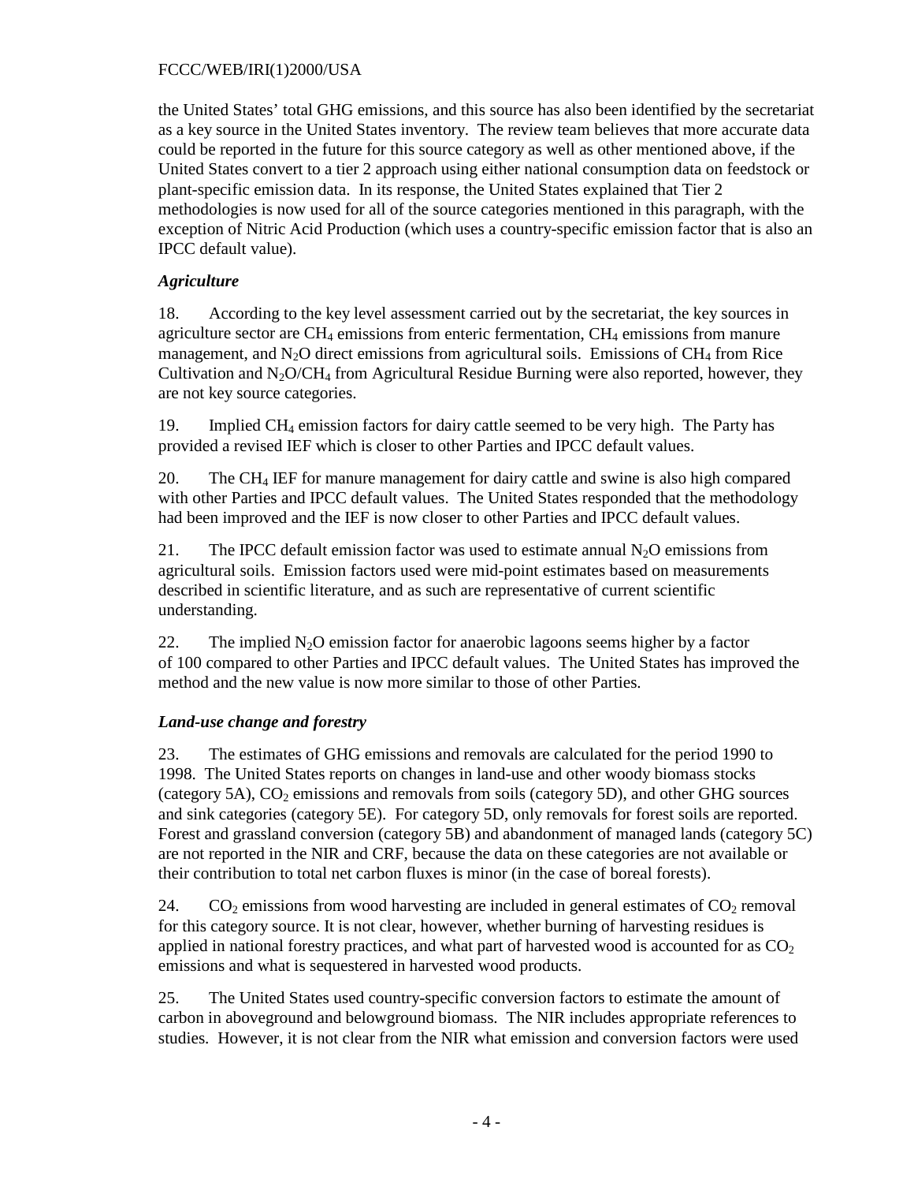the United States' total GHG emissions, and this source has also been identified by the secretariat as a key source in the United States inventory. The review team believes that more accurate data could be reported in the future for this source category as well as other mentioned above, if the United States convert to a tier 2 approach using either national consumption data on feedstock or plant-specific emission data. In its response, the United States explained that Tier 2 methodologies is now used for all of the source categories mentioned in this paragraph, with the exception of Nitric Acid Production (which uses a country-specific emission factor that is also an IPCC default value).

### *Agriculture*

18. According to the key level assessment carried out by the secretariat, the key sources in agriculture sector are $CH_4$ emissions from enteric fermentation, $CH_4$ emissions from manure management, and $N_2O$ direct emissions from agricultural soils. Emissions of $CH_4$ from Rice Cultivation and $N_2O/CH_4$ from Agricultural Residue Burning were also reported, however, they are not key source categories.

19. Implied $CH_4$ emission factors for dairy cattle seemed to be very high. The Party has provided a revised IEF which is closer to other Parties and IPCC default values.

20. The $CH_4$ IEF for manure management for dairy cattle and swine is also high compared with other Parties and IPCC default values. The United States responded that the methodology had been improved and the IEF is now closer to other Parties and IPCC default values.

21. The IPCC default emission factor was used to estimate annual $N_2O$ emissions from agricultural soils. Emission factors used were mid-point estimates based on measurements described in scientific literature, and as such are representative of current scientific understanding.

22. The implied $N_2O$ emission factor for anaerobic lagoons seems higher by a factor of 100 compared to other Parties and IPCC default values. The United States has improved the method and the new value is now more similar to those of other Parties.

### *Land-use change and forestry*

23. The estimates of GHG emissions and removals are calculated for the period 1990 to 1998. The United States reports on changes in land-use and other woody biomass stocks (category 5A), $CO_2$ emissions and removals from soils (category 5D), and other GHG sources and sink categories (category 5E). For category 5D, only removals for forest soils are reported. Forest and grassland conversion (category 5B) and abandonment of managed lands (category 5C) are not reported in the NIR and CRF, because the data on these categories are not available or their contribution to total net carbon fluxes is minor (in the case of boreal forests).

24. $CO_2$ emissions from wood harvesting are included in general estimates of $CO_2$ removal for this category source. It is not clear, however, whether burning of harvesting residues is applied in national forestry practices, and what part of harvested wood is accounted for as $CO_2$ emissions and what is sequestered in harvested wood products.

25. The United States used country-specific conversion factors to estimate the amount of carbon in aboveground and belowground biomass. The NIR includes appropriate references to studies. However, it is not clear from the NIR what emission and conversion factors were used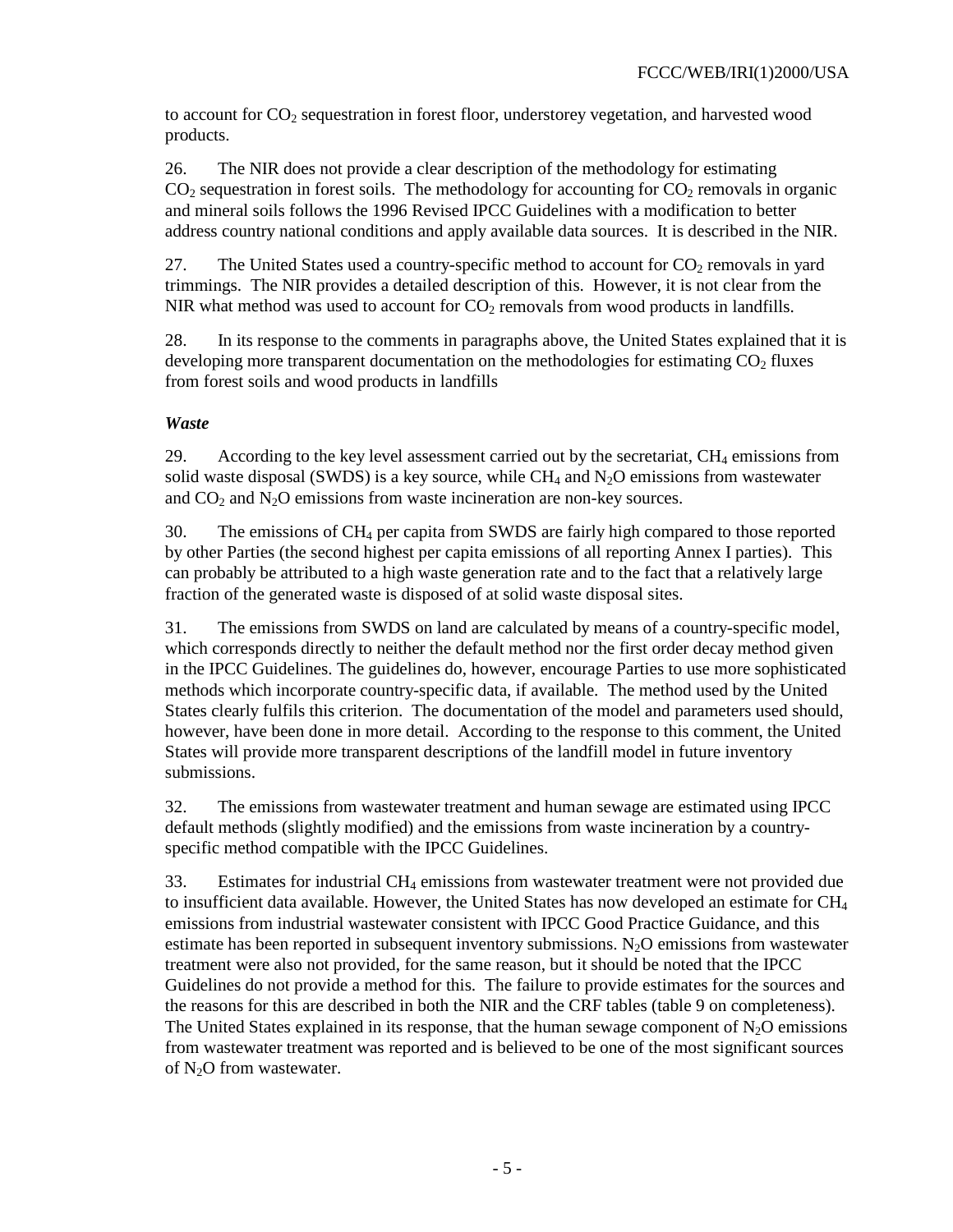to account for $CO_2$ sequestration in forest floor, understorey vegetation, and harvested wood products.

26. The NIR does not provide a clear description of the methodology for estimating $CO_2$ sequestration in forest soils. The methodology for accounting for $CO_2$ removals in organic and mineral soils follows the 1996 Revised IPCC Guidelines with a modification to better address country national conditions and apply available data sources. It is described in the NIR.

27. The United States used a country-specific method to account for $CO_2$ removals in yard trimmings. The NIR provides a detailed description of this. However, it is not clear from the NIR what method was used to account for $CO_2$ removals from wood products in landfills.

28. In its response to the comments in paragraphs above, the United States explained that it is developing more transparent documentation on the methodologies for estimating $CO_2$ fluxes from forest soils and wood products in landfills

***Waste***

29. According to the key level assessment carried out by the secretariat, $CH_4$ emissions from solid waste disposal (SWDS) is a key source, while $CH_4$ and $N_2O$ emissions from wastewater and $CO_2$ and $N_2O$ emissions from waste incineration are non-key sources.

30. The emissions of $CH_4$ per capita from SWDS are fairly high compared to those reported by other Parties (the second highest per capita emissions of all reporting Annex I parties). This can probably be attributed to a high waste generation rate and to the fact that a relatively large fraction of the generated waste is disposed of at solid waste disposal sites.

31. The emissions from SWDS on land are calculated by means of a country-specific model, which corresponds directly to neither the default method nor the first order decay method given in the IPCC Guidelines. The guidelines do, however, encourage Parties to use more sophisticated methods which incorporate country-specific data, if available. The method used by the United States clearly fulfils this criterion. The documentation of the model and parameters used should, however, have been done in more detail. According to the response to this comment, the United States will provide more transparent descriptions of the landfill model in future inventory submissions.

32. The emissions from wastewater treatment and human sewage are estimated using IPCC default methods (slightly modified) and the emissions from waste incineration by a country-specific method compatible with the IPCC Guidelines.

33. Estimates for industrial $CH_4$ emissions from wastewater treatment were not provided due to insufficient data available. However, the United States has now developed an estimate for $CH_4$ emissions from industrial wastewater consistent with IPCC Good Practice Guidance, and this estimate has been reported in subsequent inventory submissions. $N_2O$ emissions from wastewater treatment were also not provided, for the same reason, but it should be noted that the IPCC Guidelines do not provide a method for this. The failure to provide estimates for the sources and the reasons for this are described in both the NIR and the CRF tables (table 9 on completeness). The United States explained in its response, that the human sewage component of $N_2O$ emissions from wastewater treatment was reported and is believed to be one of the most significant sources of $N_2O$ from wastewater.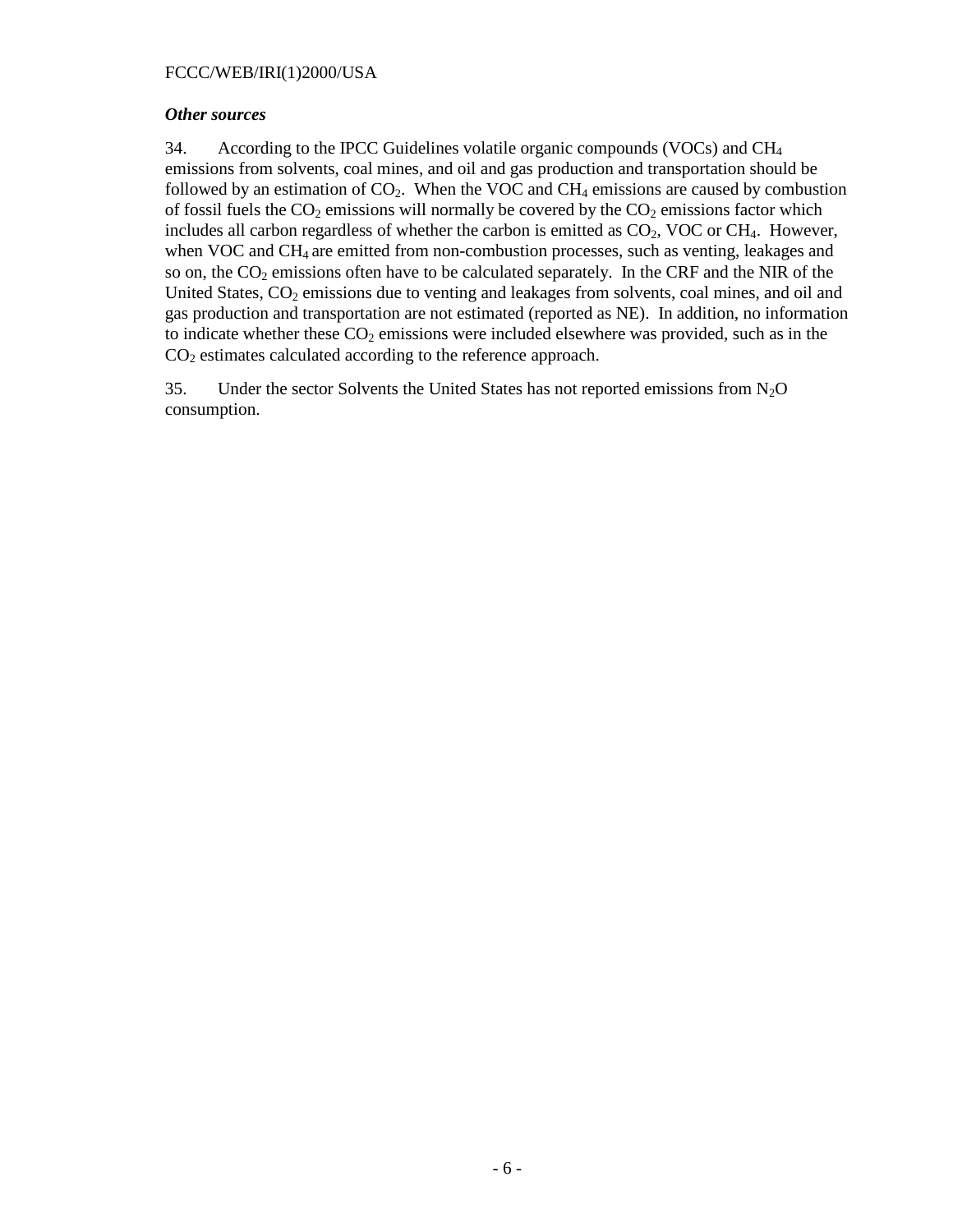### *Other sources*

34. According to the IPCC Guidelines volatile organic compounds (VOCs) and $CH_4$ emissions from solvents, coal mines, and oil and gas production and transportation should be followed by an estimation of $CO_2$. When the VOC and $CH_4$ emissions are caused by combustion of fossil fuels the $CO_2$ emissions will normally be covered by the $CO_2$ emissions factor which includes all carbon regardless of whether the carbon is emitted as $CO_2$, VOC or $CH_4$. However, when VOC and $CH_4$ are emitted from non-combustion processes, such as venting, leakages and so on, the $CO_2$ emissions often have to be calculated separately. In the CRF and the NIR of the United States, $CO_2$ emissions due to venting and leakages from solvents, coal mines, and oil and gas production and transportation are not estimated (reported as NE). In addition, no information to indicate whether these $CO_2$ emissions were included elsewhere was provided, such as in the $CO_2$ estimates calculated according to the reference approach.

35. Under the sector Solvents the United States has not reported emissions from $N_2O$ consumption.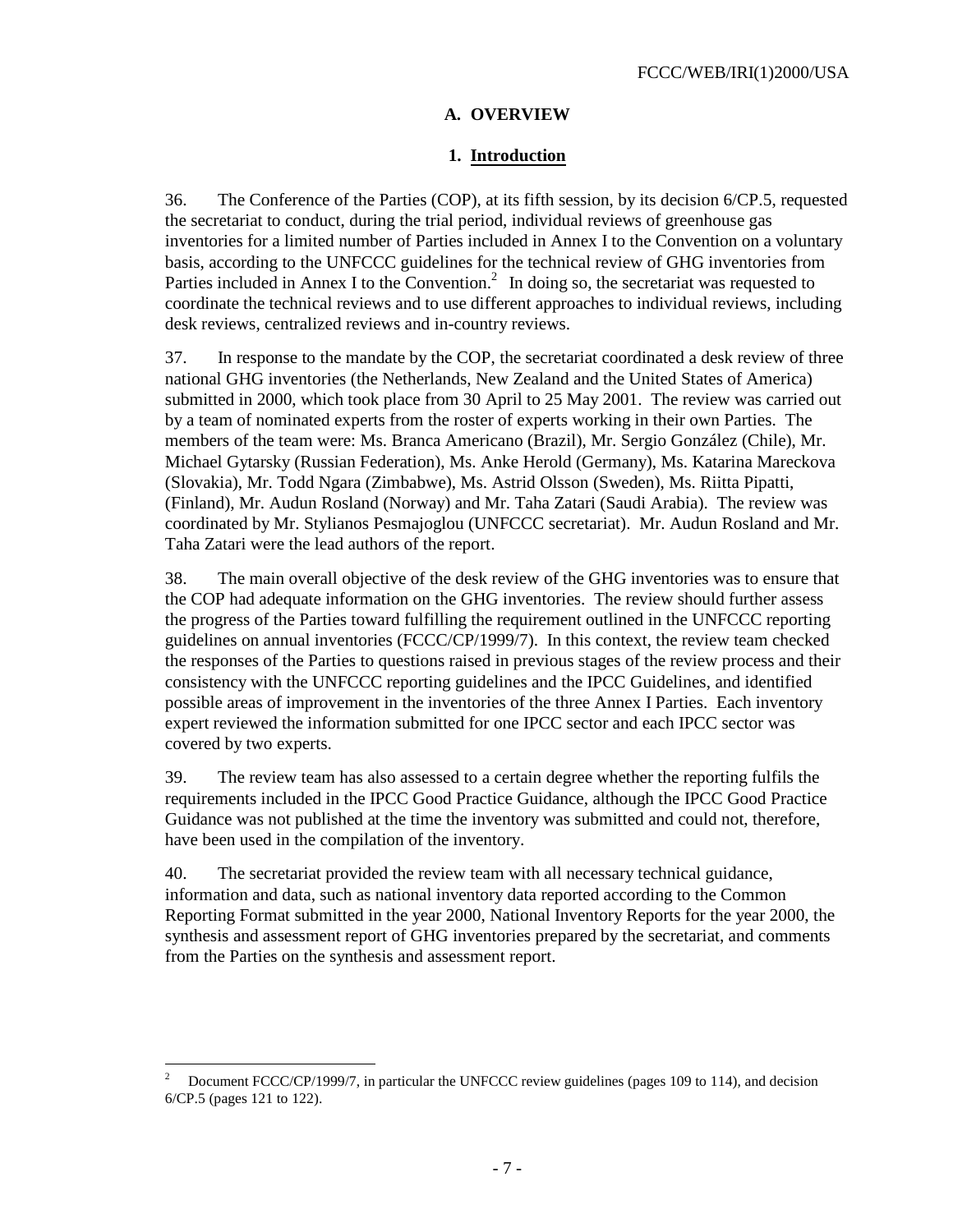## A. OVERVIEW

### 1. Introduction

36. The Conference of the Parties (COP), at its fifth session, by its decision 6/CP.5, requested the secretariat to conduct, during the trial period, individual reviews of greenhouse gas inventories for a limited number of Parties included in Annex I to the Convention on a voluntary basis, according to the UNFCCC guidelines for the technical review of GHG inventories from Parties included in Annex I to the Convention.[2] In doing so, the secretariat was requested to coordinate the technical reviews and to use different approaches to individual reviews, including desk reviews, centralized reviews and in-country reviews.

37. In response to the mandate by the COP, the secretariat coordinated a desk review of three national GHG inventories (the Netherlands, New Zealand and the United States of America) submitted in 2000, which took place from 30 April to 25 May 2001. The review was carried out by a team of nominated experts from the roster of experts working in their own Parties. The members of the team were: Ms. Branca Americano (Brazil), Mr. Sergio González (Chile), Mr. Michael Gytarsky (Russian Federation), Ms. Anke Herold (Germany), Ms. Katarina Mareckova (Slovakia), Mr. Todd Ngara (Zimbabwe), Ms. Astrid Olsson (Sweden), Ms. Riitta Pipatti, (Finland), Mr. Audun Rosland (Norway) and Mr. Taha Zatari (Saudi Arabia). The review was coordinated by Mr. Stylianos Pesmajoglou (UNFCCC secretariat). Mr. Audun Rosland and Mr. Taha Zatari were the lead authors of the report.

38. The main overall objective of the desk review of the GHG inventories was to ensure that the COP had adequate information on the GHG inventories. The review should further assess the progress of the Parties toward fulfilling the requirement outlined in the UNFCCC reporting guidelines on annual inventories (FCCC/CP/1999/7). In this context, the review team checked the responses of the Parties to questions raised in previous stages of the review process and their consistency with the UNFCCC reporting guidelines and the IPCC Guidelines, and identified possible areas of improvement in the inventories of the three Annex I Parties. Each inventory expert reviewed the information submitted for one IPCC sector and each IPCC sector was covered by two experts.

39. The review team has also assessed to a certain degree whether the reporting fulfils the requirements included in the IPCC Good Practice Guidance, although the IPCC Good Practice Guidance was not published at the time the inventory was submitted and could not, therefore, have been used in the compilation of the inventory.

40. The secretariat provided the review team with all necessary technical guidance, information and data, such as national inventory data reported according to the Common Reporting Format submitted in the year 2000, National Inventory Reports for the year 2000, the synthesis and assessment report of GHG inventories prepared by the secretariat, and comments from the Parties on the synthesis and assessment report.

---

[2] Document FCCC/CP/1999/7, in particular the UNFCCC review guidelines (pages 109 to 114), and decision 6/CP.5 (pages 121 to 122).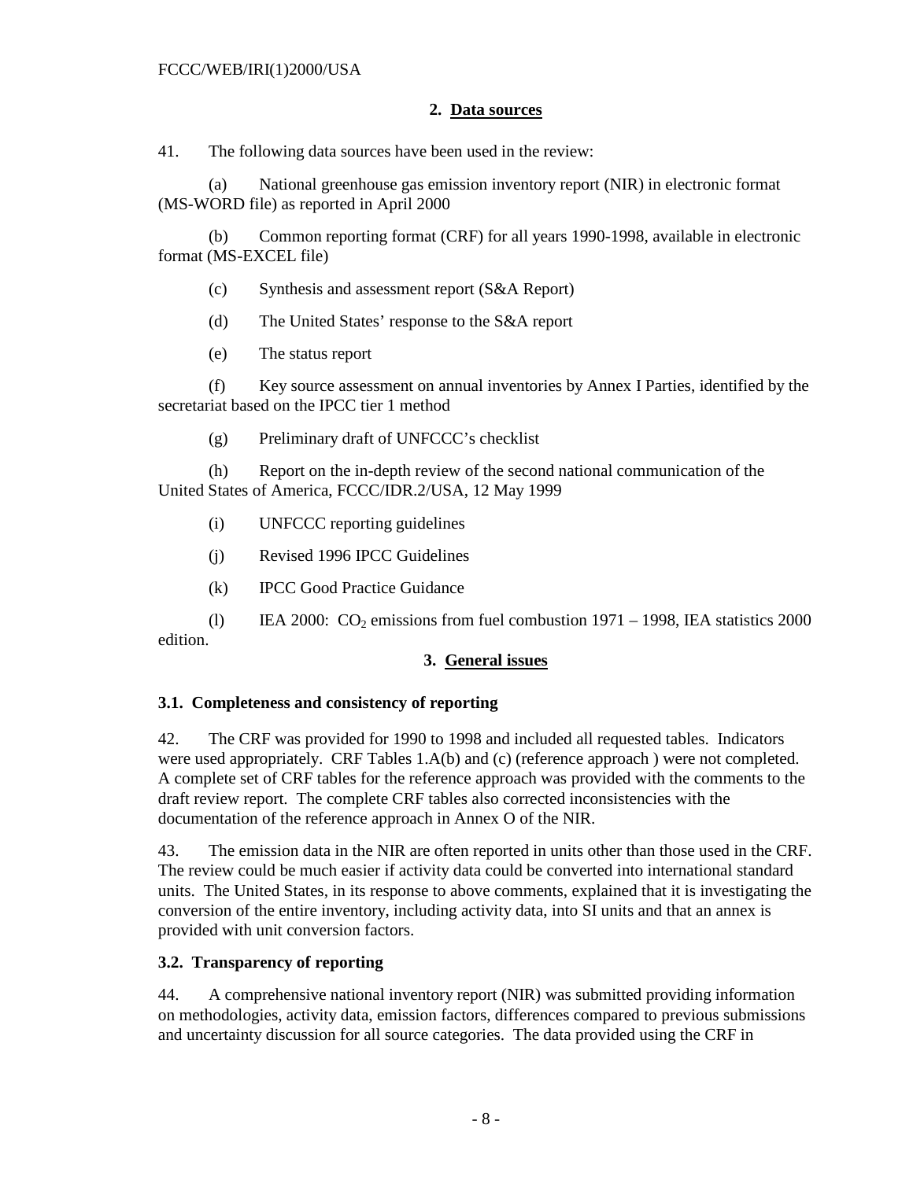## 2. Data sources

41. The following data sources have been used in the review:

(a) National greenhouse gas emission inventory report (NIR) in electronic format (MS-WORD file) as reported in April 2000

(b) Common reporting format (CRF) for all years 1990-1998, available in electronic format (MS-EXCEL file)

(c) Synthesis and assessment report (S&A Report)

(d) The United States' response to the S&A report

(e) The status report

(f) Key source assessment on annual inventories by Annex I Parties, identified by the secretariat based on the IPCC tier 1 method

(g) Preliminary draft of UNFCCC's checklist

(h) Report on the in-depth review of the second national communication of the United States of America, FCCC/IDR.2/USA, 12 May 1999

(i) UNFCCC reporting guidelines

(j) Revised 1996 IPCC Guidelines

(k) IPCC Good Practice Guidance

(l) IEA 2000: $CO_2$ emissions from fuel combustion 1971 – 1998, IEA statistics 2000 edition.

## 3. General issues

### 3.1. Completeness and consistency of reporting

42. The CRF was provided for 1990 to 1998 and included all requested tables. Indicators were used appropriately. CRF Tables 1.A(b) and (c) (reference approach ) were not completed. A complete set of CRF tables for the reference approach was provided with the comments to the draft review report. The complete CRF tables also corrected inconsistencies with the documentation of the reference approach in Annex O of the NIR.

43. The emission data in the NIR are often reported in units other than those used in the CRF. The review could be much easier if activity data could be converted into international standard units. The United States, in its response to above comments, explained that it is investigating the conversion of the entire inventory, including activity data, into SI units and that an annex is provided with unit conversion factors.

### 3.2. Transparency of reporting

44. A comprehensive national inventory report (NIR) was submitted providing information on methodologies, activity data, emission factors, differences compared to previous submissions and uncertainty discussion for all source categories. The data provided using the CRF in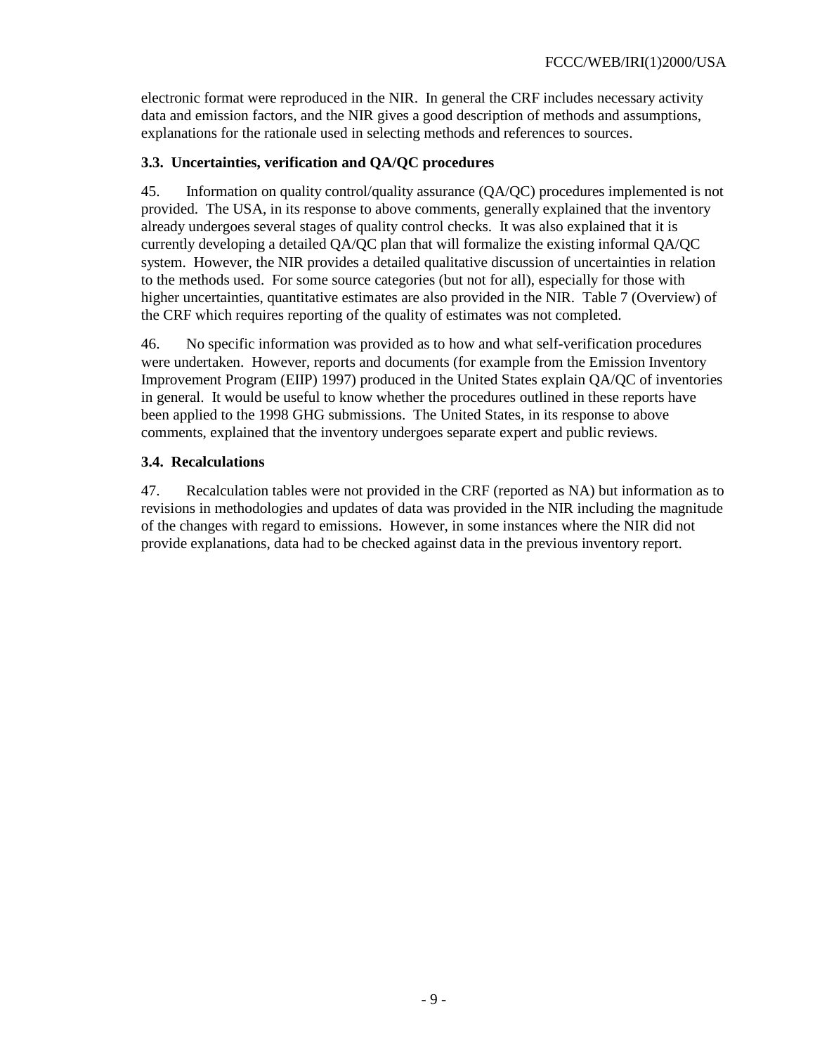electronic format were reproduced in the NIR. In general the CRF includes necessary activity data and emission factors, and the NIR gives a good description of methods and assumptions, explanations for the rationale used in selecting methods and references to sources.

### 3.3. Uncertainties, verification and QA/QC procedures

45. Information on quality control/quality assurance (QA/QC) procedures implemented is not provided. The USA, in its response to above comments, generally explained that the inventory already undergoes several stages of quality control checks. It was also explained that it is currently developing a detailed QA/QC plan that will formalize the existing informal QA/QC system. However, the NIR provides a detailed qualitative discussion of uncertainties in relation to the methods used. For some source categories (but not for all), especially for those with higher uncertainties, quantitative estimates are also provided in the NIR. Table 7 (Overview) of the CRF which requires reporting of the quality of estimates was not completed.

46. No specific information was provided as to how and what self-verification procedures were undertaken. However, reports and documents (for example from the Emission Inventory Improvement Program (EIIP) 1997) produced in the United States explain QA/QC of inventories in general. It would be useful to know whether the procedures outlined in these reports have been applied to the 1998 GHG submissions. The United States, in its response to above comments, explained that the inventory undergoes separate expert and public reviews.

### 3.4. Recalculations

47. Recalculation tables were not provided in the CRF (reported as NA) but information as to revisions in methodologies and updates of data was provided in the NIR including the magnitude of the changes with regard to emissions. However, in some instances where the NIR did not provide explanations, data had to be checked against data in the previous inventory report.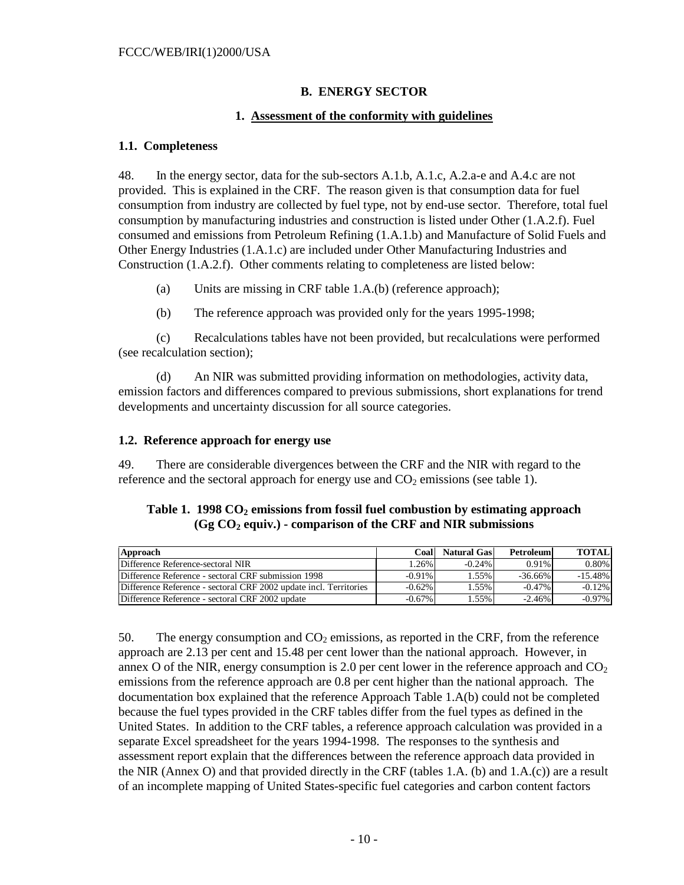## B. ENERGY SECTOR

### 1. Assessment of the conformity with guidelines

#### 1.1. Completeness

48. In the energy sector, data for the sub-sectors A.1.b, A.1.c, A.2.a-e and A.4.c are not provided. This is explained in the CRF. The reason given is that consumption data for fuel consumption from industry are collected by fuel type, not by end-use sector. Therefore, total fuel consumption by manufacturing industries and construction is listed under Other (1.A.2.f). Fuel consumed and emissions from Petroleum Refining (1.A.1.b) and Manufacture of Solid Fuels and Other Energy Industries (1.A.1.c) are included under Other Manufacturing Industries and Construction (1.A.2.f). Other comments relating to completeness are listed below:

(a) Units are missing in CRF table 1.A.(b) (reference approach);

(b) The reference approach was provided only for the years 1995-1998;

(c) Recalculations tables have not been provided, but recalculations were performed (see recalculation section);

(d) An NIR was submitted providing information on methodologies, activity data, emission factors and differences compared to previous submissions, short explanations for trend developments and uncertainty discussion for all source categories.

#### 1.2. Reference approach for energy use

49. There are considerable divergences between the CRF and the NIR with regard to the reference and the sectoral approach for energy use and $CO_2$ emissions (see table 1).

**Table 1. 1998 $CO_2$ emissions from fossil fuel combustion by estimating approach (Gg $CO_2$ equiv.) - comparison of the CRF and NIR submissions**

| Approach | Coal | Natural Gas | Petroleum | TOTAL |
|---|---|---|---|---|
| Difference Reference-sectoral NIR | 1.26% | -0.24% | 0.91% | 0.80% |
| Difference Reference - sectoral CRF submission 1998 | -0.91% | 1.55% | -36.66% | -15.48% |
| Difference Reference - sectoral CRF 2002 update incl. Territories | -0.62% | 1.55% | -0.47% | -0.12% |
| Difference Reference - sectoral CRF 2002 update | -0.67% | 1.55% | -2.46% | -0.97% |

50. The energy consumption and $CO_2$ emissions, as reported in the CRF, from the reference approach are 2.13 per cent and 15.48 per cent lower than the national approach. However, in annex O of the NIR, energy consumption is 2.0 per cent lower in the reference approach and $CO_2$ emissions from the reference approach are 0.8 per cent higher than the national approach. The documentation box explained that the reference Approach Table 1.A(b) could not be completed because the fuel types provided in the CRF tables differ from the fuel types as defined in the United States. In addition to the CRF tables, a reference approach calculation was provided in a separate Excel spreadsheet for the years 1994-1998. The responses to the synthesis and assessment report explain that the differences between the reference approach data provided in the NIR (Annex O) and that provided directly in the CRF (tables 1.A. (b) and 1.A.(c)) are a result of an incomplete mapping of United States-specific fuel categories and carbon content factors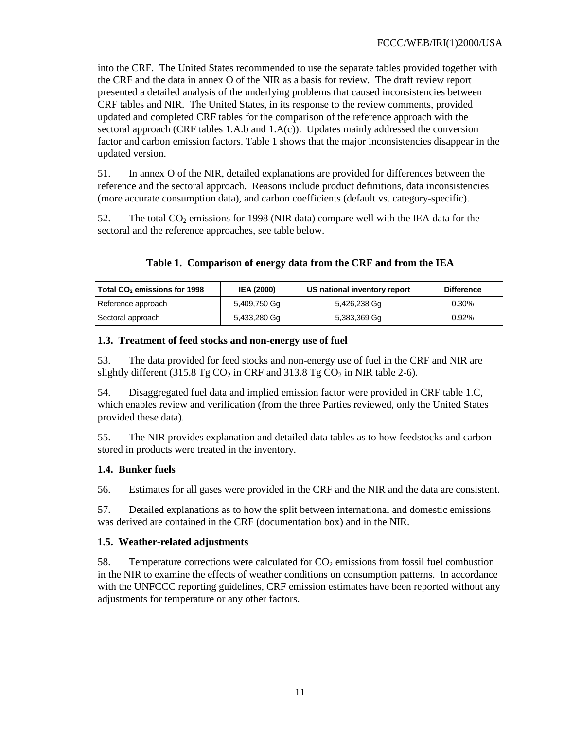into the CRF. The United States recommended to use the separate tables provided together with the CRF and the data in annex O of the NIR as a basis for review. The draft review report presented a detailed analysis of the underlying problems that caused inconsistencies between CRF tables and NIR. The United States, in its response to the review comments, provided updated and completed CRF tables for the comparison of the reference approach with the sectoral approach (CRF tables 1.A.b and 1.A(c)). Updates mainly addressed the conversion factor and carbon emission factors. Table 1 shows that the major inconsistencies disappear in the updated version.

51. In annex O of the NIR, detailed explanations are provided for differences between the reference and the sectoral approach. Reasons include product definitions, data inconsistencies (more accurate consumption data), and carbon coefficients (default vs. category-specific).

52. The total $CO_2$ emissions for 1998 (NIR data) compare well with the IEA data for the sectoral and the reference approaches, see table below.

**Table 1. Comparison of energy data from the CRF and from the IEA**

| Total $CO_2$ emissions for 1998 | IEA (2000) | US national inventory report | Difference |
|---|---|---|---|
| Reference approach | 5,409,750 Gg | 5,426,238 Gg | 0.30% |
| Sectoral approach | 5,433,280 Gg | 5,383,369 Gg | 0.92% |

### 1.3. Treatment of feed stocks and non-energy use of fuel

53. The data provided for feed stocks and non-energy use of fuel in the CRF and NIR are slightly different (315.8 Tg $CO_2$ in CRF and 313.8 Tg $CO_2$ in NIR table 2-6).

54. Disaggregated fuel data and implied emission factor were provided in CRF table 1.C, which enables review and verification (from the three Parties reviewed, only the United States provided these data).

55. The NIR provides explanation and detailed data tables as to how feedstocks and carbon stored in products were treated in the inventory.

### 1.4. Bunker fuels

56. Estimates for all gases were provided in the CRF and the NIR and the data are consistent.

57. Detailed explanations as to how the split between international and domestic emissions was derived are contained in the CRF (documentation box) and in the NIR.

### 1.5. Weather-related adjustments

58. Temperature corrections were calculated for $CO_2$ emissions from fossil fuel combustion in the NIR to examine the effects of weather conditions on consumption patterns. In accordance with the UNFCCC reporting guidelines, CRF emission estimates have been reported without any adjustments for temperature or any other factors.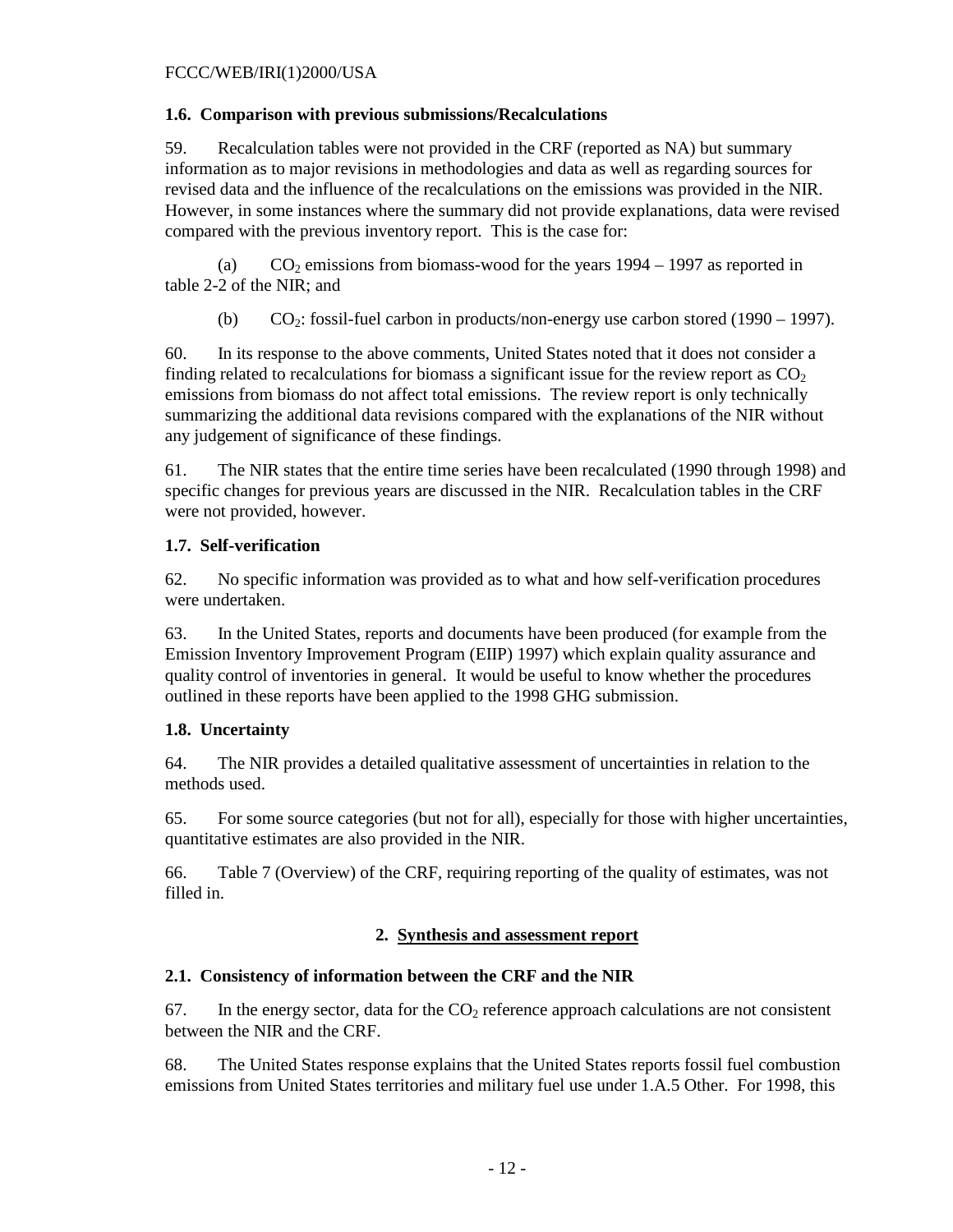### 1.6. Comparison with previous submissions/Recalculations

59. Recalculation tables were not provided in the CRF (reported as NA) but summary information as to major revisions in methodologies and data as well as regarding sources for revised data and the influence of the recalculations on the emissions was provided in the NIR. However, in some instances where the summary did not provide explanations, data were revised compared with the previous inventory report. This is the case for:

(a) $CO_2$ emissions from biomass-wood for the years 1994 – 1997 as reported in table 2-2 of the NIR; and

(b) $CO_2$: fossil-fuel carbon in products/non-energy use carbon stored (1990 – 1997).

60. In its response to the above comments, United States noted that it does not consider a finding related to recalculations for biomass a significant issue for the review report as $CO_2$ emissions from biomass do not affect total emissions. The review report is only technically summarizing the additional data revisions compared with the explanations of the NIR without any judgement of significance of these findings.

61. The NIR states that the entire time series have been recalculated (1990 through 1998) and specific changes for previous years are discussed in the NIR. Recalculation tables in the CRF were not provided, however.

### 1.7. Self-verification

62. No specific information was provided as to what and how self-verification procedures were undertaken.

63. In the United States, reports and documents have been produced (for example from the Emission Inventory Improvement Program (EIIP) 1997) which explain quality assurance and quality control of inventories in general. It would be useful to know whether the procedures outlined in these reports have been applied to the 1998 GHG submission.

### 1.8. Uncertainty

64. The NIR provides a detailed qualitative assessment of uncertainties in relation to the methods used.

65. For some source categories (but not for all), especially for those with higher uncertainties, quantitative estimates are also provided in the NIR.

66. Table 7 (Overview) of the CRF, requiring reporting of the quality of estimates, was not filled in.

## 2. Synthesis and assessment report

### 2.1. Consistency of information between the CRF and the NIR

67. In the energy sector, data for the $CO_2$ reference approach calculations are not consistent between the NIR and the CRF.

68. The United States response explains that the United States reports fossil fuel combustion emissions from United States territories and military fuel use under 1.A.5 Other. For 1998, this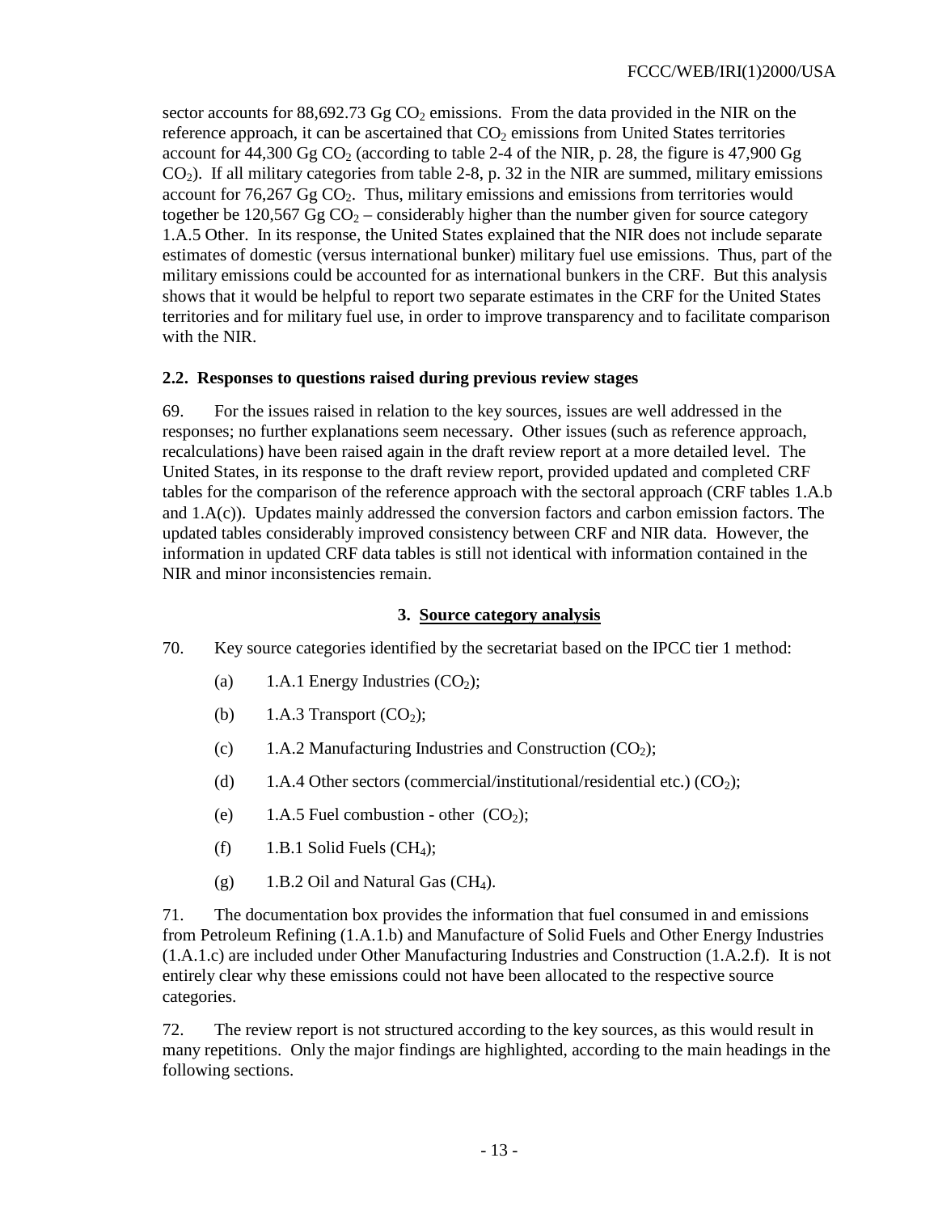sector accounts for 88,692.73 Gg $CO_2$ emissions. From the data provided in the NIR on the reference approach, it can be ascertained that $CO_2$ emissions from United States territories account for 44,300 Gg $CO_2$ (according to table 2-4 of the NIR, p. 28, the figure is 47,900 Gg $CO_2$). If all military categories from table 2-8, p. 32 in the NIR are summed, military emissions account for 76,267 Gg $CO_2$. Thus, military emissions and emissions from territories would together be 120,567 Gg $CO_2$ – considerably higher than the number given for source category 1.A.5 Other. In its response, the United States explained that the NIR does not include separate estimates of domestic (versus international bunker) military fuel use emissions. Thus, part of the military emissions could be accounted for as international bunkers in the CRF. But this analysis shows that it would be helpful to report two separate estimates in the CRF for the United States territories and for military fuel use, in order to improve transparency and to facilitate comparison with the NIR.

### 2.2. Responses to questions raised during previous review stages

69. For the issues raised in relation to the key sources, issues are well addressed in the responses; no further explanations seem necessary. Other issues (such as reference approach, recalculations) have been raised again in the draft review report at a more detailed level. The United States, in its response to the draft review report, provided updated and completed CRF tables for the comparison of the reference approach with the sectoral approach (CRF tables 1.A.b and 1.A(c)). Updates mainly addressed the conversion factors and carbon emission factors. The updated tables considerably improved consistency between CRF and NIR data. However, the information in updated CRF data tables is still not identical with information contained in the NIR and minor inconsistencies remain.

## 3. Source category analysis

70. Key source categories identified by the secretariat based on the IPCC tier 1 method:

(a) 1.A.1 Energy Industries ($CO_2$);

(b) 1.A.3 Transport ($CO_2$);

(c) 1.A.2 Manufacturing Industries and Construction ($CO_2$);

(d) 1.A.4 Other sectors (commercial/institutional/residential etc.) ($CO_2$);

(e) 1.A.5 Fuel combustion - other ($CO_2$);

(f) 1.B.1 Solid Fuels ($CH_4$);

(g) 1.B.2 Oil and Natural Gas ($CH_4$).

71. The documentation box provides the information that fuel consumed in and emissions from Petroleum Refining (1.A.1.b) and Manufacture of Solid Fuels and Other Energy Industries (1.A.1.c) are included under Other Manufacturing Industries and Construction (1.A.2.f). It is not entirely clear why these emissions could not have been allocated to the respective source categories.

72. The review report is not structured according to the key sources, as this would result in many repetitions. Only the major findings are highlighted, according to the main headings in the following sections.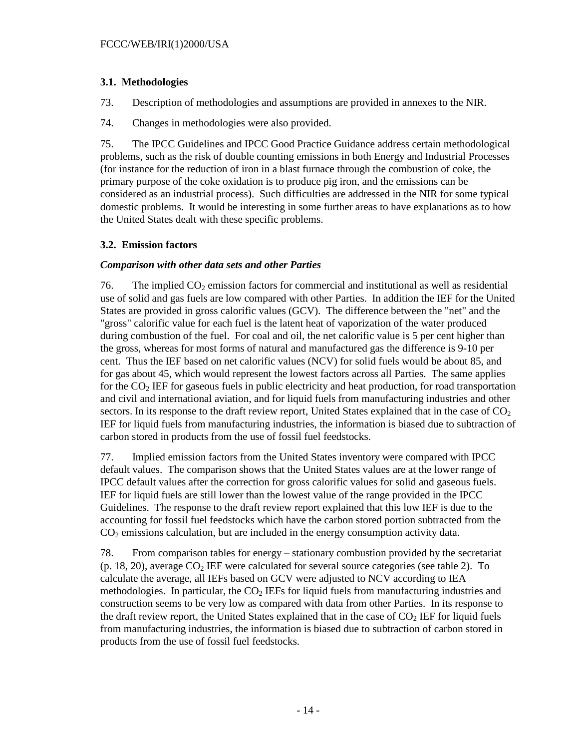### 3.1. Methodologies

73. Description of methodologies and assumptions are provided in annexes to the NIR.

74. Changes in methodologies were also provided.

75. The IPCC Guidelines and IPCC Good Practice Guidance address certain methodological problems, such as the risk of double counting emissions in both Energy and Industrial Processes (for instance for the reduction of iron in a blast furnace through the combustion of coke, the primary purpose of the coke oxidation is to produce pig iron, and the emissions can be considered as an industrial process). Such difficulties are addressed in the NIR for some typical domestic problems. It would be interesting in some further areas to have explanations as to how the United States dealt with these specific problems.

### 3.2. Emission factors

***Comparison with other data sets and other Parties***

76. The implied $CO_2$ emission factors for commercial and institutional as well as residential use of solid and gas fuels are low compared with other Parties. In addition the IEF for the United States are provided in gross calorific values (GCV). The difference between the "net" and the "gross" calorific value for each fuel is the latent heat of vaporization of the water produced during combustion of the fuel. For coal and oil, the net calorific value is 5 per cent higher than the gross, whereas for most forms of natural and manufactured gas the difference is 9-10 per cent. Thus the IEF based on net calorific values (NCV) for solid fuels would be about 85, and for gas about 45, which would represent the lowest factors across all Parties. The same applies for the $CO_2$ IEF for gaseous fuels in public electricity and heat production, for road transportation and civil and international aviation, and for liquid fuels from manufacturing industries and other sectors. In its response to the draft review report, United States explained that in the case of $CO_2$ IEF for liquid fuels from manufacturing industries, the information is biased due to subtraction of carbon stored in products from the use of fossil fuel feedstocks.

77. Implied emission factors from the United States inventory were compared with IPCC default values. The comparison shows that the United States values are at the lower range of IPCC default values after the correction for gross calorific values for solid and gaseous fuels. IEF for liquid fuels are still lower than the lowest value of the range provided in the IPCC Guidelines. The response to the draft review report explained that this low IEF is due to the accounting for fossil fuel feedstocks which have the carbon stored portion subtracted from the $CO_2$ emissions calculation, but are included in the energy consumption activity data.

78. From comparison tables for energy – stationary combustion provided by the secretariat (p. 18, 20), average $CO_2$ IEF were calculated for several source categories (see table 2). To calculate the average, all IEFs based on GCV were adjusted to NCV according to IEA methodologies. In particular, the $CO_2$ IEFs for liquid fuels from manufacturing industries and construction seems to be very low as compared with data from other Parties. In its response to the draft review report, the United States explained that in the case of $CO_2$ IEF for liquid fuels from manufacturing industries, the information is biased due to subtraction of carbon stored in products from the use of fossil fuel feedstocks.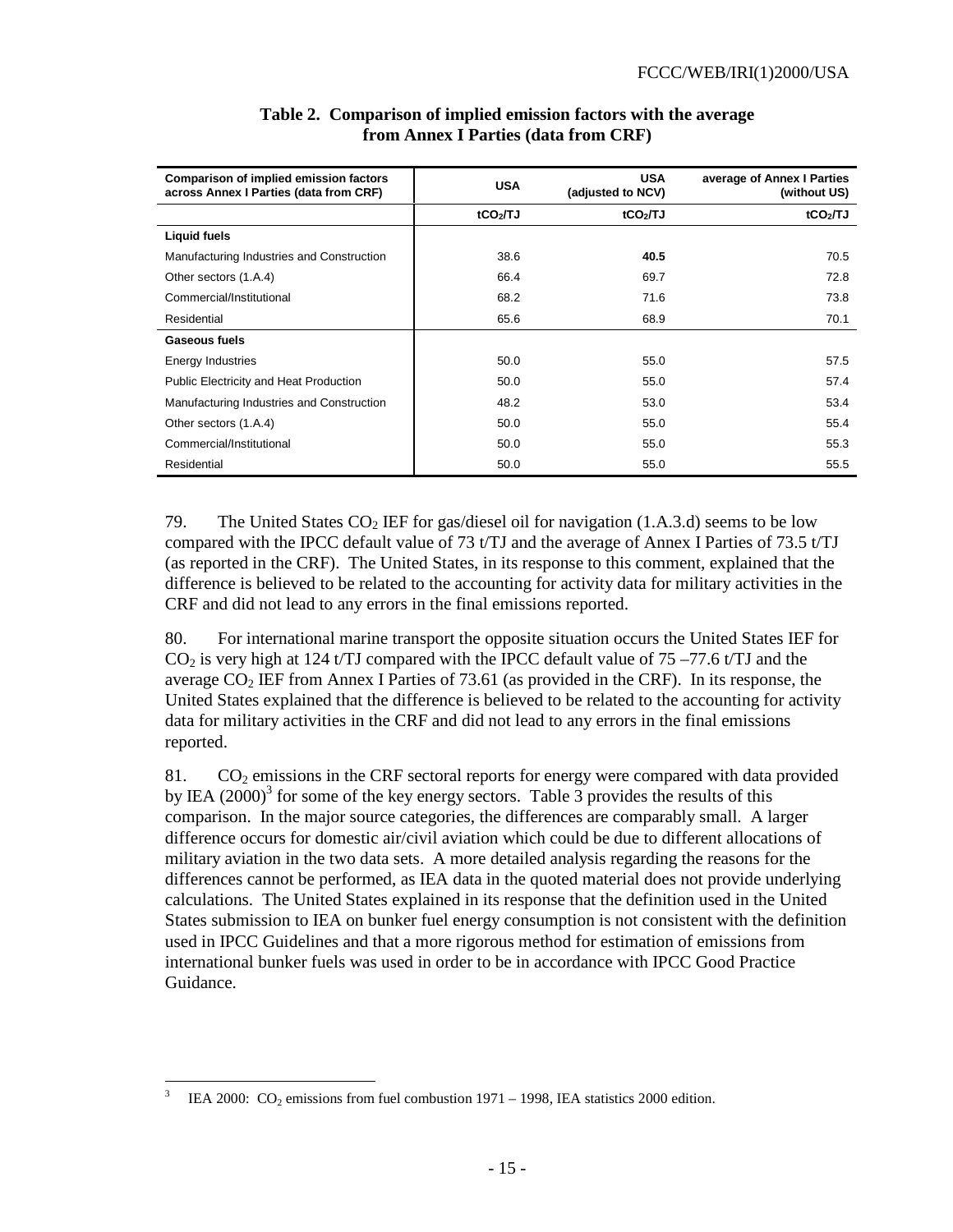**Table 2. Comparison of implied emission factors with the average from Annex I Parties (data from CRF)**

| Comparison of implied emission factors across Annex I Parties (data from CRF) | USA | USA (adjusted to NCV) | average of Annex I Parties (without US) |
|---|---|---|---|
| | $tCO_2/TJ$ | $tCO_2/TJ$ | $tCO_2/TJ$ |
| **Liquid fuels** | | | |
| Manufacturing Industries and Construction | 38.6 | **40.5** | 70.5 |
| Other sectors (1.A.4) | 66.4 | 69.7 | 72.8 |
| Commercial/Institutional | 68.2 | 71.6 | 73.8 |
| Residential | 65.6 | 68.9 | 70.1 |
| **Gaseous fuels** | | | |
| Energy Industries | 50.0 | 55.0 | 57.5 |
| Public Electricity and Heat Production | 50.0 | 55.0 | 57.4 |
| Manufacturing Industries and Construction | 48.2 | 53.0 | 53.4 |
| Other sectors (1.A.4) | 50.0 | 55.0 | 55.4 |
| Commercial/Institutional | 50.0 | 55.0 | 55.3 |
| Residential | 50.0 | 55.0 | 55.5 |

79. The United States $CO_2$ IEF for gas/diesel oil for navigation (1.A.3.d) seems to be low compared with the IPCC default value of 73 t/TJ and the average of Annex I Parties of 73.5 t/TJ (as reported in the CRF). The United States, in its response to this comment, explained that the difference is believed to be related to the accounting for activity data for military activities in the CRF and did not lead to any errors in the final emissions reported.

80. For international marine transport the opposite situation occurs the United States IEF for $CO_2$ is very high at 124 t/TJ compared with the IPCC default value of 75 –77.6 t/TJ and the average $CO_2$ IEF from Annex I Parties of 73.61 (as provided in the CRF). In its response, the United States explained that the difference is believed to be related to the accounting for activity data for military activities in the CRF and did not lead to any errors in the final emissions reported.

81. $CO_2$ emissions in the CRF sectoral reports for energy were compared with data provided by IEA (2000)[3] for some of the key energy sectors. Table 3 provides the results of this comparison. In the major source categories, the differences are comparably small. A larger difference occurs for domestic air/civil aviation which could be due to different allocations of military aviation in the two data sets. A more detailed analysis regarding the reasons for the differences cannot be performed, as IEA data in the quoted material does not provide underlying calculations. The United States explained in its response that the definition used in the United States submission to IEA on bunker fuel energy consumption is not consistent with the definition used in IPCC Guidelines and that a more rigorous method for estimation of emissions from international bunker fuels was used in order to be in accordance with IPCC Good Practice Guidance.

[3] IEA 2000: $CO_2$ emissions from fuel combustion 1971 – 1998, IEA statistics 2000 edition.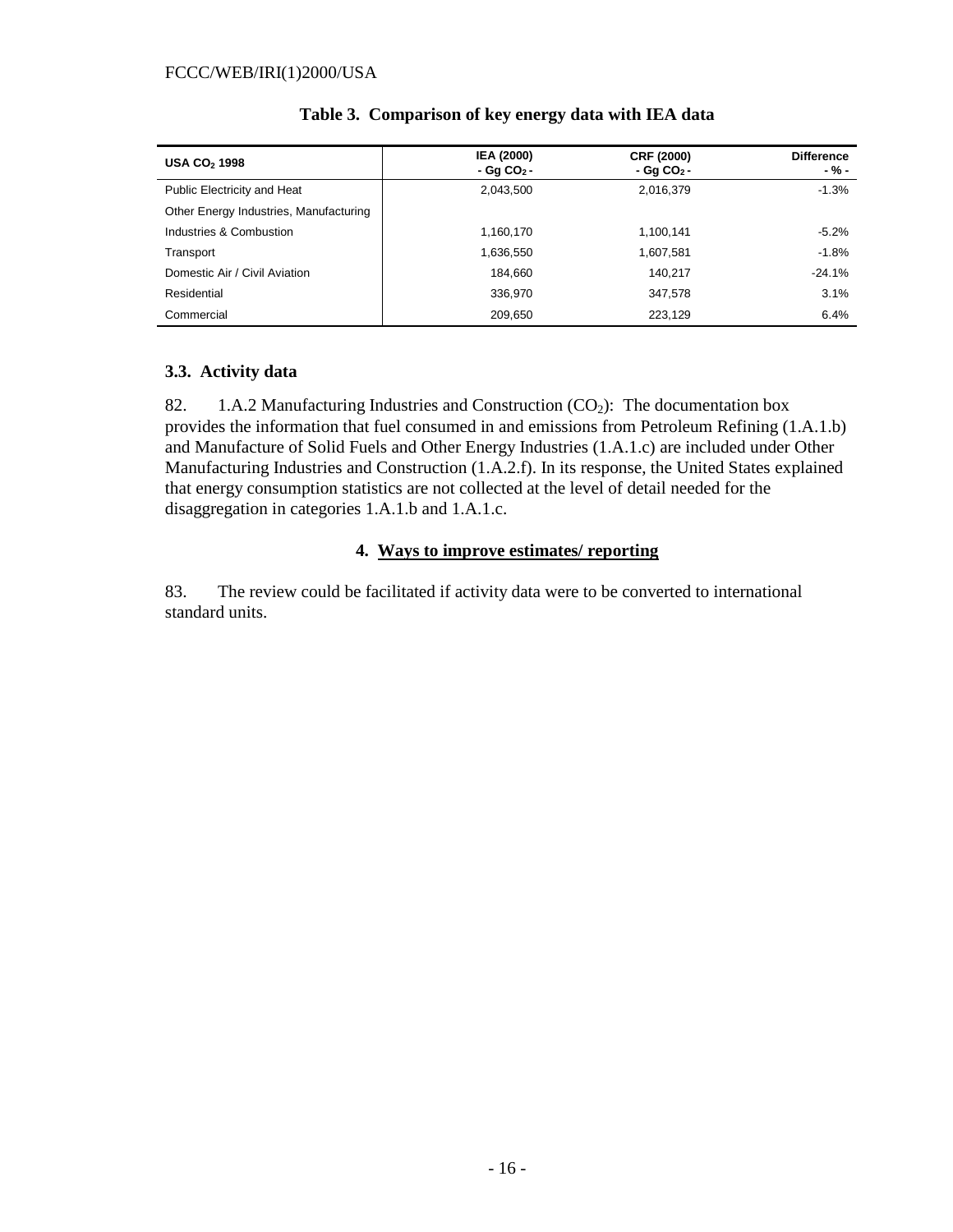**Table 3. Comparison of key energy data with IEA data**

| USA $CO_2$ 1998 | IEA (2000) - Gg $CO_2$ - | CRF (2000) - Gg $CO_2$ - | Difference - % - |
|---|---|---|---|
| Public Electricity and Heat | 2,043,500 | 2,016,379 | -1.3% |
| Other Energy Industries, Manufacturing Industries & Combustion | 1,160,170 | 1,100,141 | -5.2% |
| Transport | 1,636,550 | 1,607,581 | -1.8% |
| Domestic Air / Civil Aviation | 184,660 | 140,217 | -24.1% |
| Residential | 336,970 | 347,578 | 3.1% |
| Commercial | 209,650 | 223,129 | 6.4% |

### 3.3. Activity data

82. 1.A.2 Manufacturing Industries and Construction ($CO_2$): The documentation box provides the information that fuel consumed in and emissions from Petroleum Refining (1.A.1.b) and Manufacture of Solid Fuels and Other Energy Industries (1.A.1.c) are included under Other Manufacturing Industries and Construction (1.A.2.f). In its response, the United States explained that energy consumption statistics are not collected at the level of detail needed for the disaggregation in categories 1.A.1.b and 1.A.1.c.

## 4. Ways to improve estimates/ reporting

83. The review could be facilitated if activity data were to be converted to international standard units.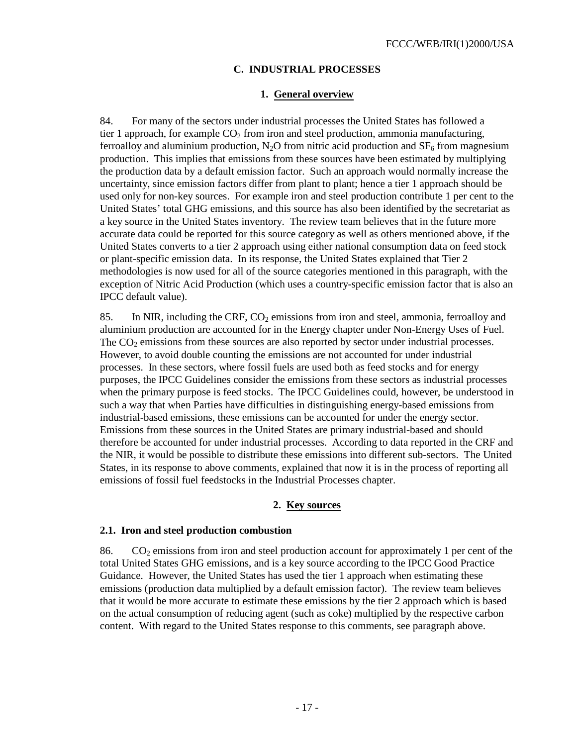## C. INDUSTRIAL PROCESSES

### 1. General overview

84. For many of the sectors under industrial processes the United States has followed a tier 1 approach, for example $CO_2$ from iron and steel production, ammonia manufacturing, ferroalloy and aluminium production, $N_2O$ from nitric acid production and $SF_6$ from magnesium production. This implies that emissions from these sources have been estimated by multiplying the production data by a default emission factor. Such an approach would normally increase the uncertainty, since emission factors differ from plant to plant; hence a tier 1 approach should be used only for non-key sources. For example iron and steel production contribute 1 per cent to the United States' total GHG emissions, and this source has also been identified by the secretariat as a key source in the United States inventory. The review team believes that in the future more accurate data could be reported for this source category as well as others mentioned above, if the United States converts to a tier 2 approach using either national consumption data on feed stock or plant-specific emission data. In its response, the United States explained that Tier 2 methodologies is now used for all of the source categories mentioned in this paragraph, with the exception of Nitric Acid Production (which uses a country-specific emission factor that is also an IPCC default value).

85. In NIR, including the CRF, $CO_2$ emissions from iron and steel, ammonia, ferroalloy and aluminium production are accounted for in the Energy chapter under Non-Energy Uses of Fuel. The $CO_2$ emissions from these sources are also reported by sector under industrial processes. However, to avoid double counting the emissions are not accounted for under industrial processes. In these sectors, where fossil fuels are used both as feed stocks and for energy purposes, the IPCC Guidelines consider the emissions from these sectors as industrial processes when the primary purpose is feed stocks. The IPCC Guidelines could, however, be understood in such a way that when Parties have difficulties in distinguishing energy-based emissions from industrial-based emissions, these emissions can be accounted for under the energy sector. Emissions from these sources in the United States are primary industrial-based and should therefore be accounted for under industrial processes. According to data reported in the CRF and the NIR, it would be possible to distribute these emissions into different sub-sectors. The United States, in its response to above comments, explained that now it is in the process of reporting all emissions of fossil fuel feedstocks in the Industrial Processes chapter.

### 2. Key sources

#### 2.1. Iron and steel production combustion

86. $CO_2$ emissions from iron and steel production account for approximately 1 per cent of the total United States GHG emissions, and is a key source according to the IPCC Good Practice Guidance. However, the United States has used the tier 1 approach when estimating these emissions (production data multiplied by a default emission factor). The review team believes that it would be more accurate to estimate these emissions by the tier 2 approach which is based on the actual consumption of reducing agent (such as coke) multiplied by the respective carbon content. With regard to the United States response to this comments, see paragraph above.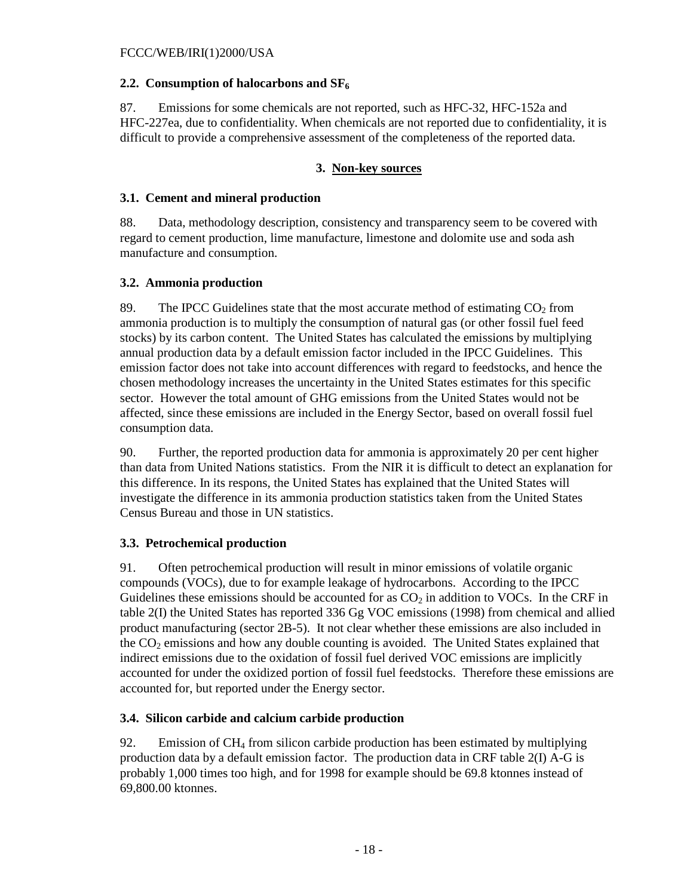### 2.2. Consumption of halocarbons and $SF_6$

87. Emissions for some chemicals are not reported, such as HFC-32, HFC-152a and HFC-227ea, due to confidentiality. When chemicals are not reported due to confidentiality, it is difficult to provide a comprehensive assessment of the completeness of the reported data.

## 3. Non-key sources

### 3.1. Cement and mineral production

88. Data, methodology description, consistency and transparency seem to be covered with regard to cement production, lime manufacture, limestone and dolomite use and soda ash manufacture and consumption.

### 3.2. Ammonia production

89. The IPCC Guidelines state that the most accurate method of estimating $CO_2$ from ammonia production is to multiply the consumption of natural gas (or other fossil fuel feed stocks) by its carbon content. The United States has calculated the emissions by multiplying annual production data by a default emission factor included in the IPCC Guidelines. This emission factor does not take into account differences with regard to feedstocks, and hence the chosen methodology increases the uncertainty in the United States estimates for this specific sector. However the total amount of GHG emissions from the United States would not be affected, since these emissions are included in the Energy Sector, based on overall fossil fuel consumption data.

90. Further, the reported production data for ammonia is approximately 20 per cent higher than data from United Nations statistics. From the NIR it is difficult to detect an explanation for this difference. In its respons, the United States has explained that the United States will investigate the difference in its ammonia production statistics taken from the United States Census Bureau and those in UN statistics.

### 3.3. Petrochemical production

91. Often petrochemical production will result in minor emissions of volatile organic compounds (VOCs), due to for example leakage of hydrocarbons. According to the IPCC Guidelines these emissions should be accounted for as $CO_2$ in addition to VOCs. In the CRF in table 2(I) the United States has reported 336 Gg VOC emissions (1998) from chemical and allied product manufacturing (sector 2B-5). It not clear whether these emissions are also included in the $CO_2$ emissions and how any double counting is avoided. The United States explained that indirect emissions due to the oxidation of fossil fuel derived VOC emissions are implicitly accounted for under the oxidized portion of fossil fuel feedstocks. Therefore these emissions are accounted for, but reported under the Energy sector.

### 3.4. Silicon carbide and calcium carbide production

92. Emission of $CH_4$ from silicon carbide production has been estimated by multiplying production data by a default emission factor. The production data in CRF table 2(I) A-G is probably 1,000 times too high, and for 1998 for example should be 69.8 ktonnes instead of 69,800.00 ktonnes.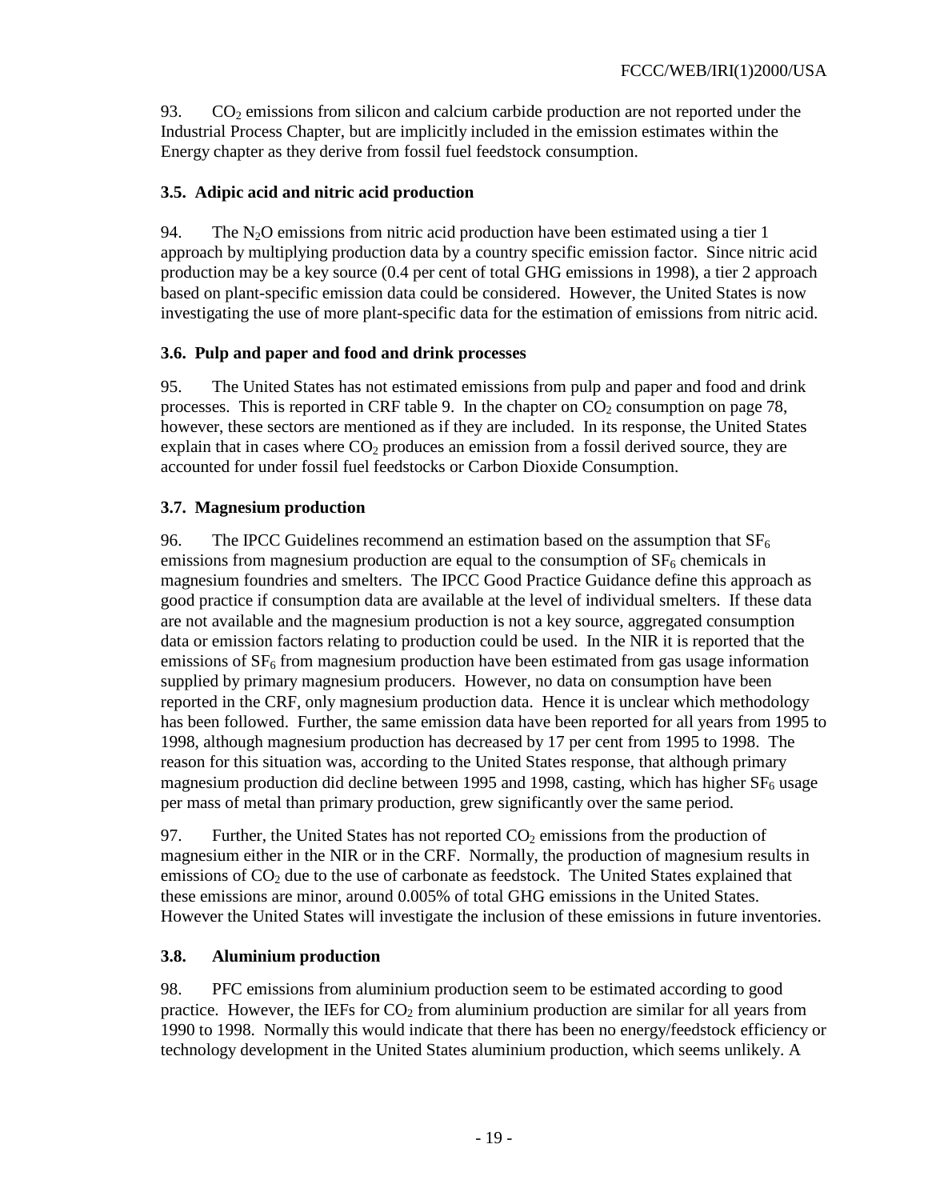93. $CO_2$ emissions from silicon and calcium carbide production are not reported under the Industrial Process Chapter, but are implicitly included in the emission estimates within the Energy chapter as they derive from fossil fuel feedstock consumption.

### 3.5. Adipic acid and nitric acid production

94. The $N_2O$ emissions from nitric acid production have been estimated using a tier 1 approach by multiplying production data by a country specific emission factor. Since nitric acid production may be a key source (0.4 per cent of total GHG emissions in 1998), a tier 2 approach based on plant-specific emission data could be considered. However, the United States is now investigating the use of more plant-specific data for the estimation of emissions from nitric acid.

### 3.6. Pulp and paper and food and drink processes

95. The United States has not estimated emissions from pulp and paper and food and drink processes. This is reported in CRF table 9. In the chapter on $CO_2$ consumption on page 78, however, these sectors are mentioned as if they are included. In its response, the United States explain that in cases where $CO_2$ produces an emission from a fossil derived source, they are accounted for under fossil fuel feedstocks or Carbon Dioxide Consumption.

### 3.7. Magnesium production

96. The IPCC Guidelines recommend an estimation based on the assumption that $SF_6$ emissions from magnesium production are equal to the consumption of $SF_6$ chemicals in magnesium foundries and smelters. The IPCC Good Practice Guidance define this approach as good practice if consumption data are available at the level of individual smelters. If these data are not available and the magnesium production is not a key source, aggregated consumption data or emission factors relating to production could be used. In the NIR it is reported that the emissions of $SF_6$ from magnesium production have been estimated from gas usage information supplied by primary magnesium producers. However, no data on consumption have been reported in the CRF, only magnesium production data. Hence it is unclear which methodology has been followed. Further, the same emission data have been reported for all years from 1995 to 1998, although magnesium production has decreased by 17 per cent from 1995 to 1998. The reason for this situation was, according to the United States response, that although primary magnesium production did decline between 1995 and 1998, casting, which has higher $SF_6$ usage per mass of metal than primary production, grew significantly over the same period.

97. Further, the United States has not reported $CO_2$ emissions from the production of magnesium either in the NIR or in the CRF. Normally, the production of magnesium results in emissions of $CO_2$ due to the use of carbonate as feedstock. The United States explained that these emissions are minor, around 0.005% of total GHG emissions in the United States. However the United States will investigate the inclusion of these emissions in future inventories.

### 3.8. Aluminium production

98. PFC emissions from aluminium production seem to be estimated according to good practice. However, the IEFs for $CO_2$ from aluminium production are similar for all years from 1990 to 1998. Normally this would indicate that there has been no energy/feedstock efficiency or technology development in the United States aluminium production, which seems unlikely. A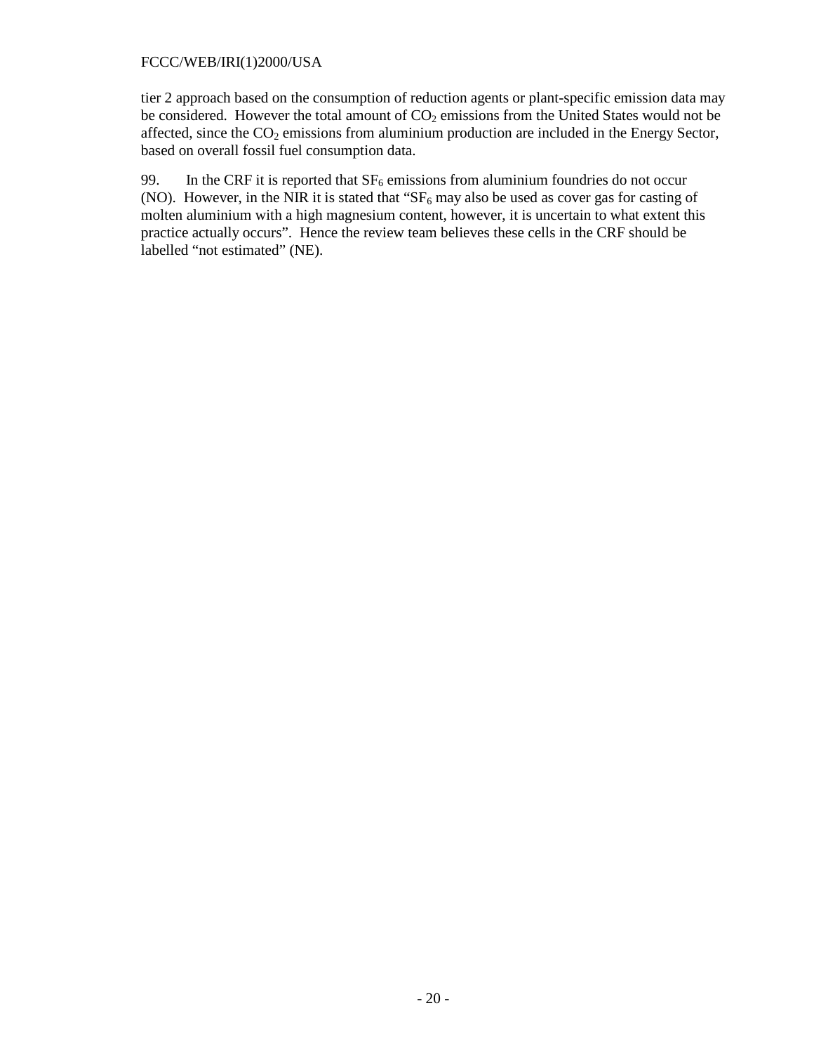tier 2 approach based on the consumption of reduction agents or plant-specific emission data may be considered. However the total amount of $CO_2$ emissions from the United States would not be affected, since the $CO_2$ emissions from aluminium production are included in the Energy Sector, based on overall fossil fuel consumption data.

99. In the CRF it is reported that $SF_6$ emissions from aluminium foundries do not occur (NO). However, in the NIR it is stated that "$SF_6$ may also be used as cover gas for casting of molten aluminium with a high magnesium content, however, it is uncertain to what extent this practice actually occurs". Hence the review team believes these cells in the CRF should be labelled "not estimated" (NE).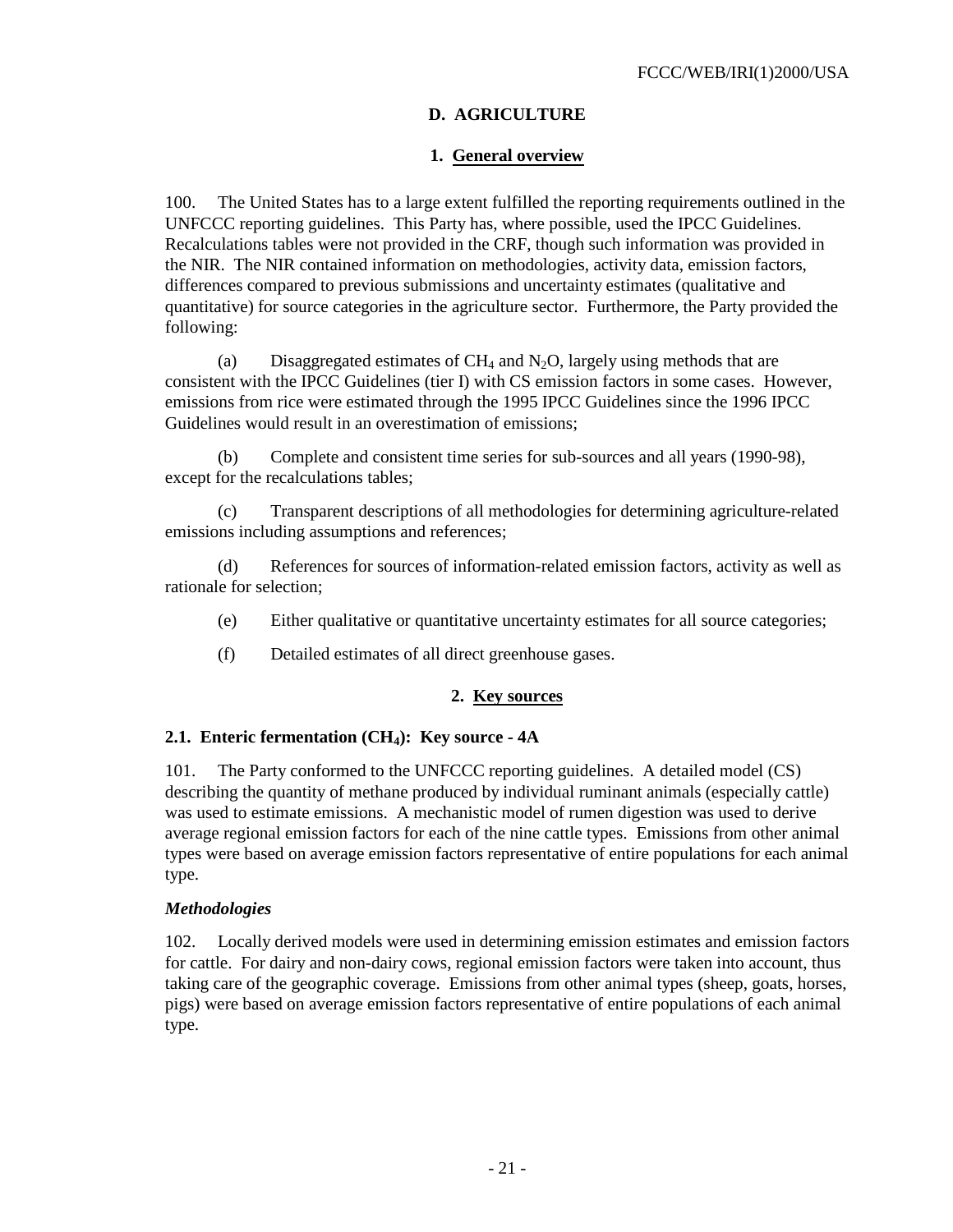## D. AGRICULTURE

### 1. General overview

100. The United States has to a large extent fulfilled the reporting requirements outlined in the UNFCCC reporting guidelines. This Party has, where possible, used the IPCC Guidelines. Recalculations tables were not provided in the CRF, though such information was provided in the NIR. The NIR contained information on methodologies, activity data, emission factors, differences compared to previous submissions and uncertainty estimates (qualitative and quantitative) for source categories in the agriculture sector. Furthermore, the Party provided the following:

(a) Disaggregated estimates of $CH_4$ and $N_2O$, largely using methods that are consistent with the IPCC Guidelines (tier I) with CS emission factors in some cases. However, emissions from rice were estimated through the 1995 IPCC Guidelines since the 1996 IPCC Guidelines would result in an overestimation of emissions;

(b) Complete and consistent time series for sub-sources and all years (1990-98), except for the recalculations tables;

(c) Transparent descriptions of all methodologies for determining agriculture-related emissions including assumptions and references;

(d) References for sources of information-related emission factors, activity as well as rationale for selection;

(e) Either qualitative or quantitative uncertainty estimates for all source categories;

(f) Detailed estimates of all direct greenhouse gases.

### 2. Key sources

#### 2.1. Enteric fermentation ($CH_4$): Key source - 4A

101. The Party conformed to the UNFCCC reporting guidelines. A detailed model (CS) describing the quantity of methane produced by individual ruminant animals (especially cattle) was used to estimate emissions. A mechanistic model of rumen digestion was used to derive average regional emission factors for each of the nine cattle types. Emissions from other animal types were based on average emission factors representative of entire populations for each animal type.

***Methodologies***

102. Locally derived models were used in determining emission estimates and emission factors for cattle. For dairy and non-dairy cows, regional emission factors were taken into account, thus taking care of the geographic coverage. Emissions from other animal types (sheep, goats, horses, pigs) were based on average emission factors representative of entire populations of each animal type.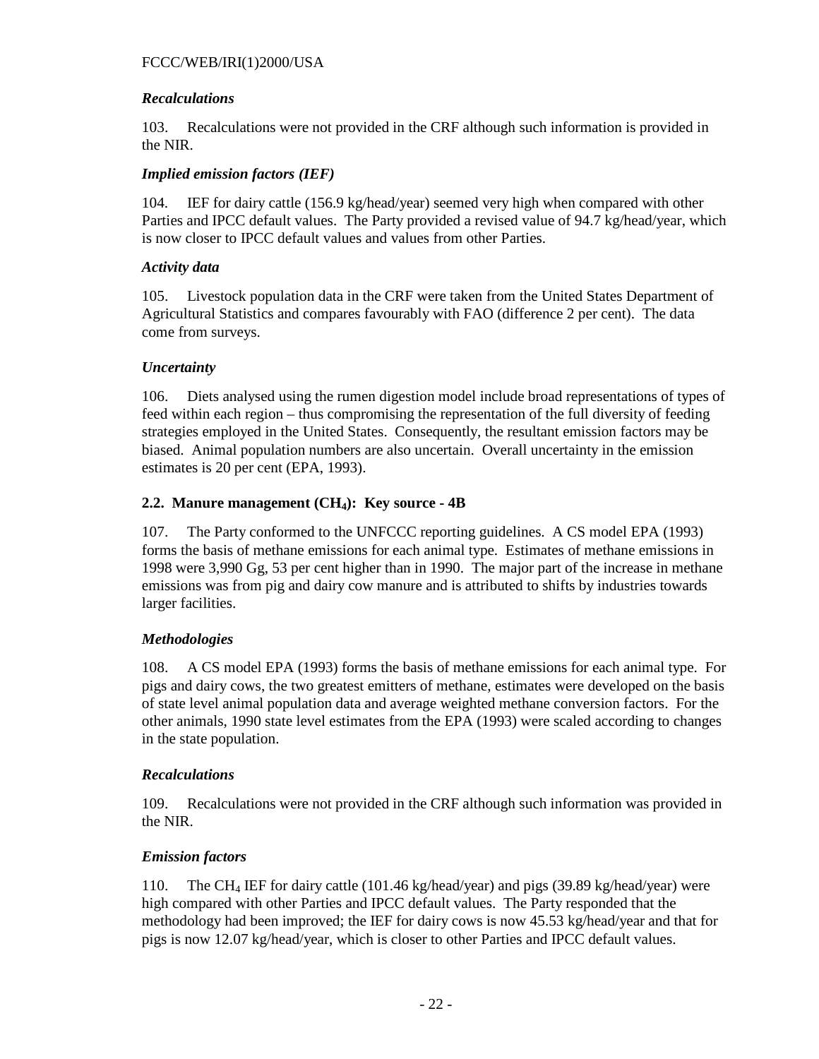### *Recalculations*

103. Recalculations were not provided in the CRF although such information is provided in the NIR.

### *Implied emission factors (IEF)*

104. IEF for dairy cattle (156.9 kg/head/year) seemed very high when compared with other Parties and IPCC default values. The Party provided a revised value of 94.7 kg/head/year, which is now closer to IPCC default values and values from other Parties.

### *Activity data*

105. Livestock population data in the CRF were taken from the United States Department of Agricultural Statistics and compares favourably with FAO (difference 2 per cent). The data come from surveys.

### *Uncertainty*

106. Diets analysed using the rumen digestion model include broad representations of types of feed within each region – thus compromising the representation of the full diversity of feeding strategies employed in the United States. Consequently, the resultant emission factors may be biased. Animal population numbers are also uncertain. Overall uncertainty in the emission estimates is 20 per cent (EPA, 1993).

## 2.2. Manure management ($CH_4$): Key source - 4B

107. The Party conformed to the UNFCCC reporting guidelines. A CS model EPA (1993) forms the basis of methane emissions for each animal type. Estimates of methane emissions in 1998 were 3,990 Gg, 53 per cent higher than in 1990. The major part of the increase in methane emissions was from pig and dairy cow manure and is attributed to shifts by industries towards larger facilities.

### *Methodologies*

108. A CS model EPA (1993) forms the basis of methane emissions for each animal type. For pigs and dairy cows, the two greatest emitters of methane, estimates were developed on the basis of state level animal population data and average weighted methane conversion factors. For the other animals, 1990 state level estimates from the EPA (1993) were scaled according to changes in the state population.

### *Recalculations*

109. Recalculations were not provided in the CRF although such information was provided in the NIR.

### *Emission factors*

110. The $CH_4$ IEF for dairy cattle (101.46 kg/head/year) and pigs (39.89 kg/head/year) were high compared with other Parties and IPCC default values. The Party responded that the methodology had been improved; the IEF for dairy cows is now 45.53 kg/head/year and that for pigs is now 12.07 kg/head/year, which is closer to other Parties and IPCC default values.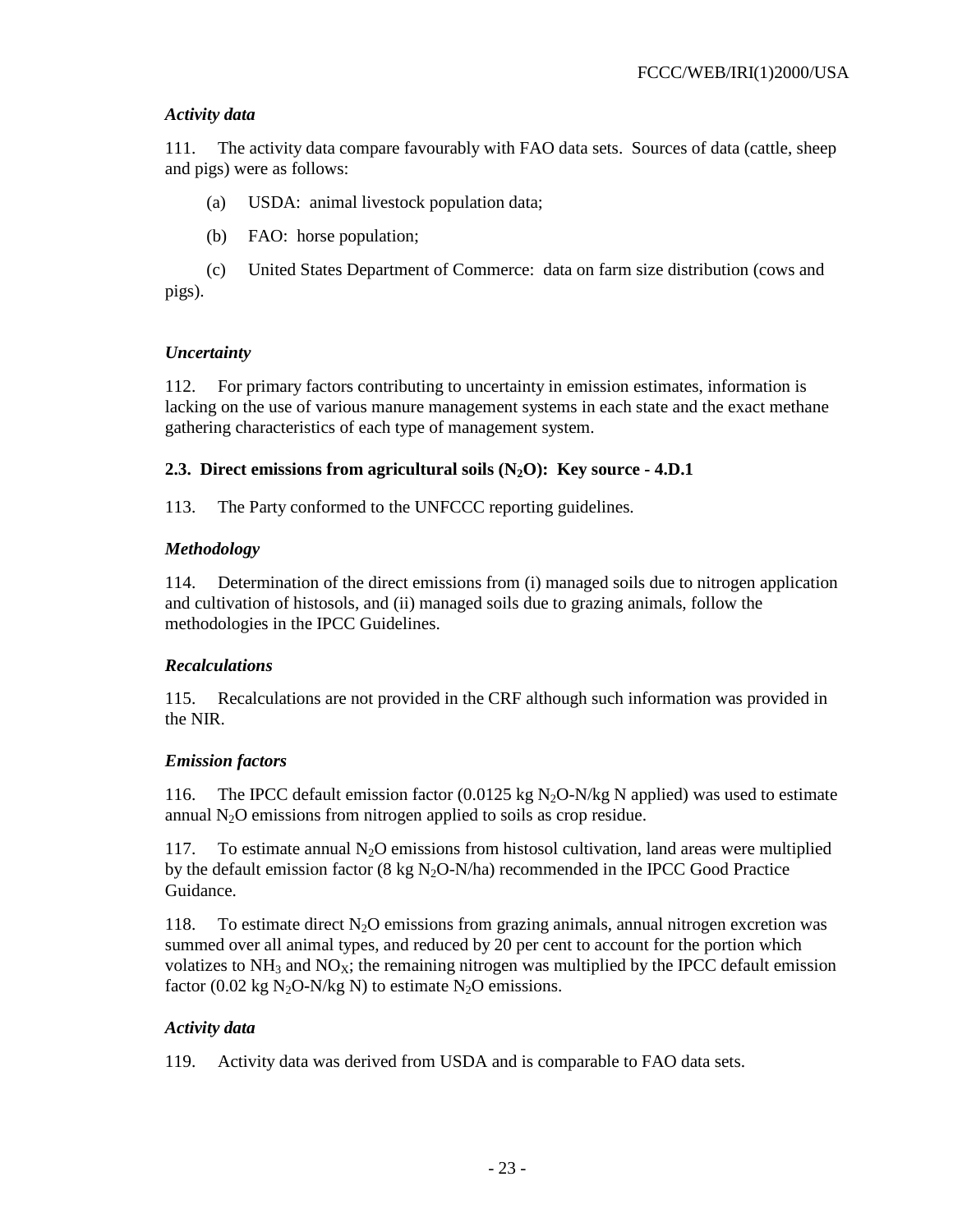*Activity data*

111. The activity data compare favourably with FAO data sets. Sources of data (cattle, sheep and pigs) were as follows:

(a) USDA: animal livestock population data;

(b) FAO: horse population;

(c) United States Department of Commerce: data on farm size distribution (cows and pigs).

*Uncertainty*

112. For primary factors contributing to uncertainty in emission estimates, information is lacking on the use of various manure management systems in each state and the exact methane gathering characteristics of each type of management system.

### 2.3. Direct emissions from agricultural soils ($N_2O$): Key source - 4.D.1

113. The Party conformed to the UNFCCC reporting guidelines.

*Methodology*

114. Determination of the direct emissions from (i) managed soils due to nitrogen application and cultivation of histosols, and (ii) managed soils due to grazing animals, follow the methodologies in the IPCC Guidelines.

*Recalculations*

115. Recalculations are not provided in the CRF although such information was provided in the NIR.

*Emission factors*

116. The IPCC default emission factor (0.0125 kg $N_2O$-N/kg N applied) was used to estimate annual $N_2O$ emissions from nitrogen applied to soils as crop residue.

117. To estimate annual $N_2O$ emissions from histosol cultivation, land areas were multiplied by the default emission factor (8 kg $N_2O$-N/ha) recommended in the IPCC Good Practice Guidance.

118. To estimate direct $N_2O$ emissions from grazing animals, annual nitrogen excretion was summed over all animal types, and reduced by 20 per cent to account for the portion which volatizes to $NH_3$ and $NO_X$; the remaining nitrogen was multiplied by the IPCC default emission factor (0.02 kg $N_2O$-N/kg N) to estimate $N_2O$ emissions.

*Activity data*

119. Activity data was derived from USDA and is comparable to FAO data sets.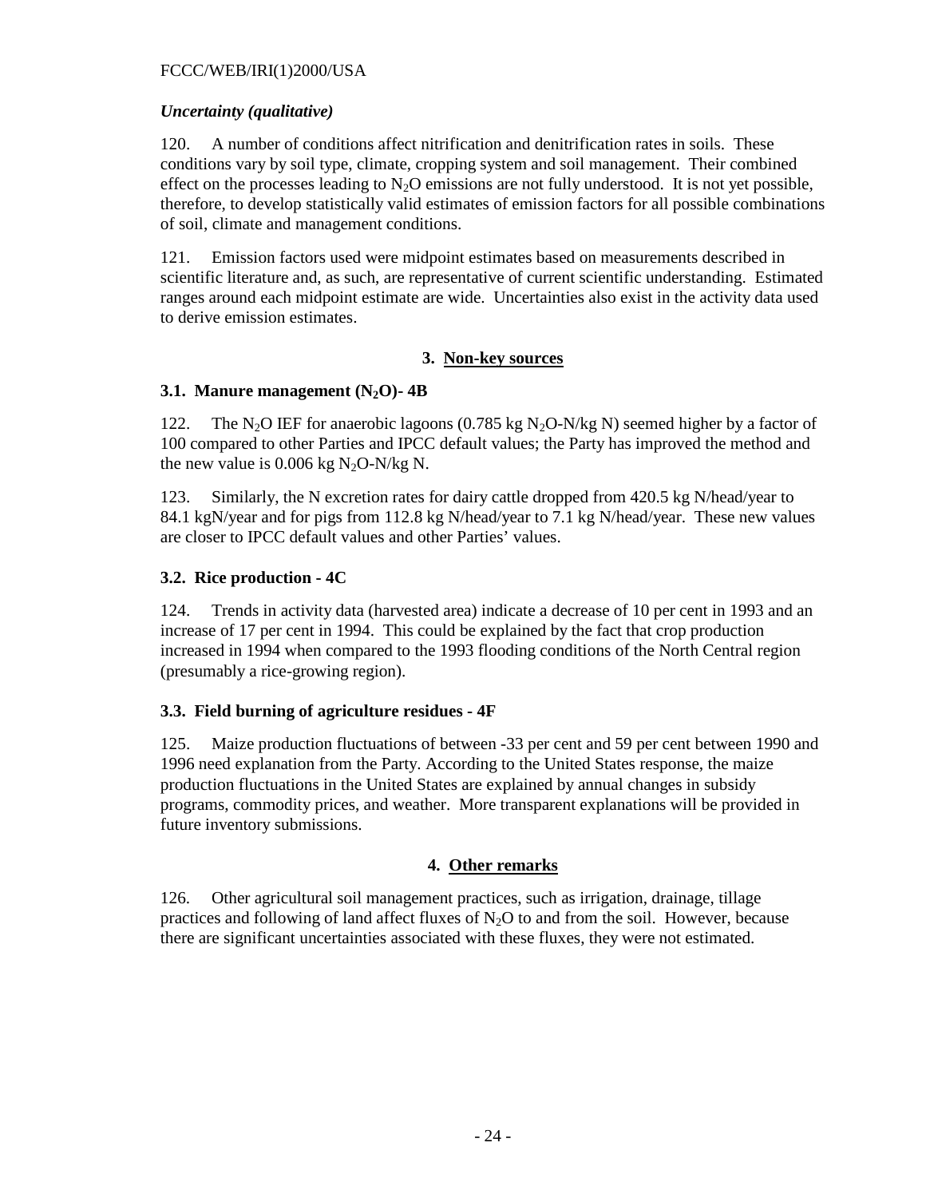*Uncertainty (qualitative)*

120. A number of conditions affect nitrification and denitrification rates in soils. These conditions vary by soil type, climate, cropping system and soil management. Their combined effect on the processes leading to $N_2O$ emissions are not fully understood. It is not yet possible, therefore, to develop statistically valid estimates of emission factors for all possible combinations of soil, climate and management conditions.

121. Emission factors used were midpoint estimates based on measurements described in scientific literature and, as such, are representative of current scientific understanding. Estimated ranges around each midpoint estimate are wide. Uncertainties also exist in the activity data used to derive emission estimates.

## 3. Non-key sources

### 3.1. Manure management ($N_2O$)- 4B

122. The $N_2O$ IEF for anaerobic lagoons (0.785 kg $N_2O$-N/kg N) seemed higher by a factor of 100 compared to other Parties and IPCC default values; the Party has improved the method and the new value is 0.006 kg $N_2O$-N/kg N.

123. Similarly, the N excretion rates for dairy cattle dropped from 420.5 kg N/head/year to 84.1 kgN/year and for pigs from 112.8 kg N/head/year to 7.1 kg N/head/year. These new values are closer to IPCC default values and other Parties' values.

### 3.2. Rice production - 4C

124. Trends in activity data (harvested area) indicate a decrease of 10 per cent in 1993 and an increase of 17 per cent in 1994. This could be explained by the fact that crop production increased in 1994 when compared to the 1993 flooding conditions of the North Central region (presumably a rice-growing region).

### 3.3. Field burning of agriculture residues - 4F

125. Maize production fluctuations of between -33 per cent and 59 per cent between 1990 and 1996 need explanation from the Party. According to the United States response, the maize production fluctuations in the United States are explained by annual changes in subsidy programs, commodity prices, and weather. More transparent explanations will be provided in future inventory submissions.

## 4. Other remarks

126. Other agricultural soil management practices, such as irrigation, drainage, tillage practices and following of land affect fluxes of $N_2O$ to and from the soil. However, because there are significant uncertainties associated with these fluxes, they were not estimated.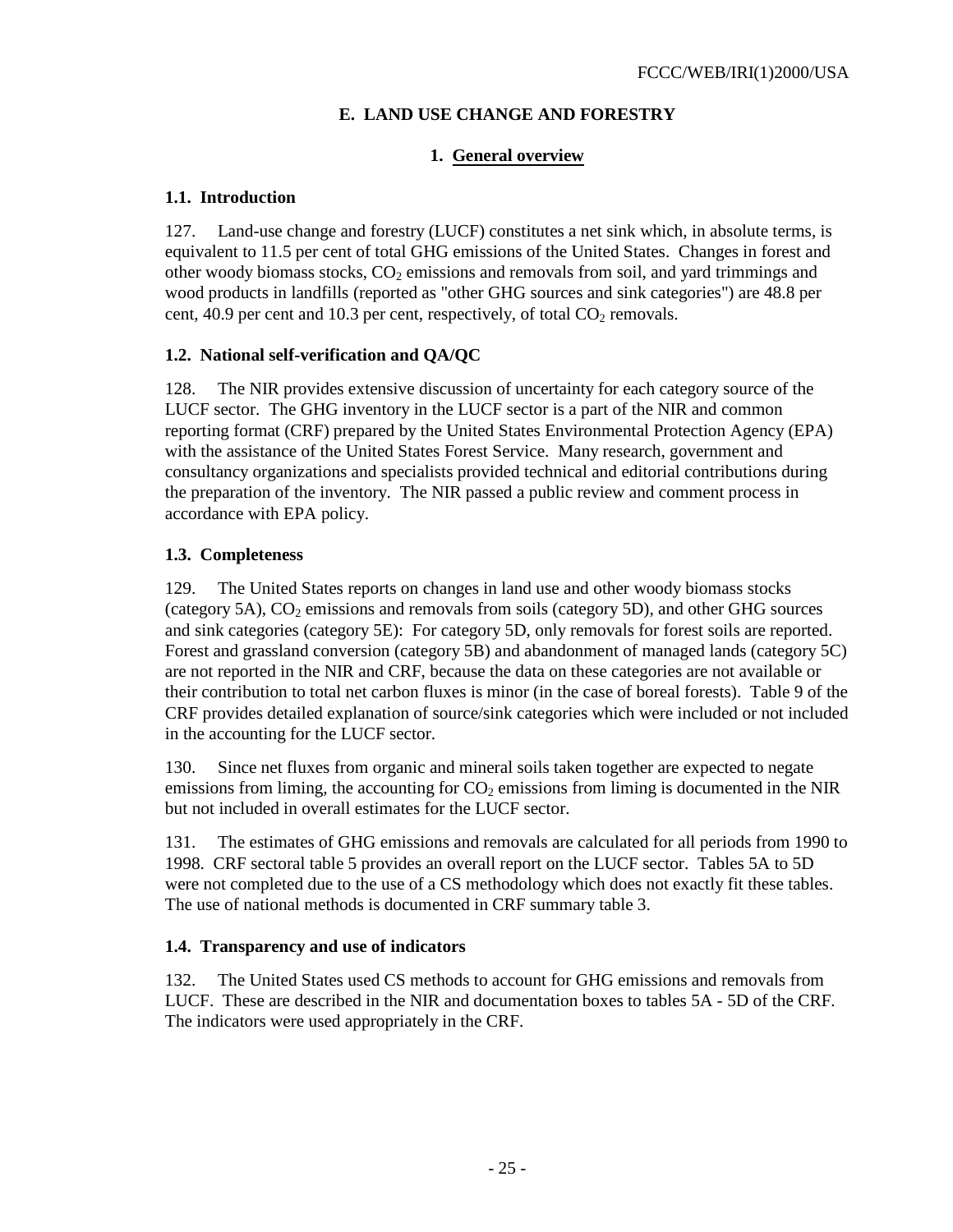## E. LAND USE CHANGE AND FORESTRY

### 1. General overview

#### 1.1. Introduction

127. Land-use change and forestry (LUCF) constitutes a net sink which, in absolute terms, is equivalent to 11.5 per cent of total GHG emissions of the United States. Changes in forest and other woody biomass stocks, $CO_2$ emissions and removals from soil, and yard trimmings and wood products in landfills (reported as "other GHG sources and sink categories") are 48.8 per cent, 40.9 per cent and 10.3 per cent, respectively, of total $CO_2$ removals.

#### 1.2. National self-verification and QA/QC

128. The NIR provides extensive discussion of uncertainty for each category source of the LUCF sector. The GHG inventory in the LUCF sector is a part of the NIR and common reporting format (CRF) prepared by the United States Environmental Protection Agency (EPA) with the assistance of the United States Forest Service. Many research, government and consultancy organizations and specialists provided technical and editorial contributions during the preparation of the inventory. The NIR passed a public review and comment process in accordance with EPA policy.

#### 1.3. Completeness

129. The United States reports on changes in land use and other woody biomass stocks (category 5A), $CO_2$ emissions and removals from soils (category 5D), and other GHG sources and sink categories (category 5E): For category 5D, only removals for forest soils are reported. Forest and grassland conversion (category 5B) and abandonment of managed lands (category 5C) are not reported in the NIR and CRF, because the data on these categories are not available or their contribution to total net carbon fluxes is minor (in the case of boreal forests). Table 9 of the CRF provides detailed explanation of source/sink categories which were included or not included in the accounting for the LUCF sector.

130. Since net fluxes from organic and mineral soils taken together are expected to negate emissions from liming, the accounting for $CO_2$ emissions from liming is documented in the NIR but not included in overall estimates for the LUCF sector.

131. The estimates of GHG emissions and removals are calculated for all periods from 1990 to 1998. CRF sectoral table 5 provides an overall report on the LUCF sector. Tables 5A to 5D were not completed due to the use of a CS methodology which does not exactly fit these tables. The use of national methods is documented in CRF summary table 3.

#### 1.4. Transparency and use of indicators

132. The United States used CS methods to account for GHG emissions and removals from LUCF. These are described in the NIR and documentation boxes to tables 5A - 5D of the CRF. The indicators were used appropriately in the CRF.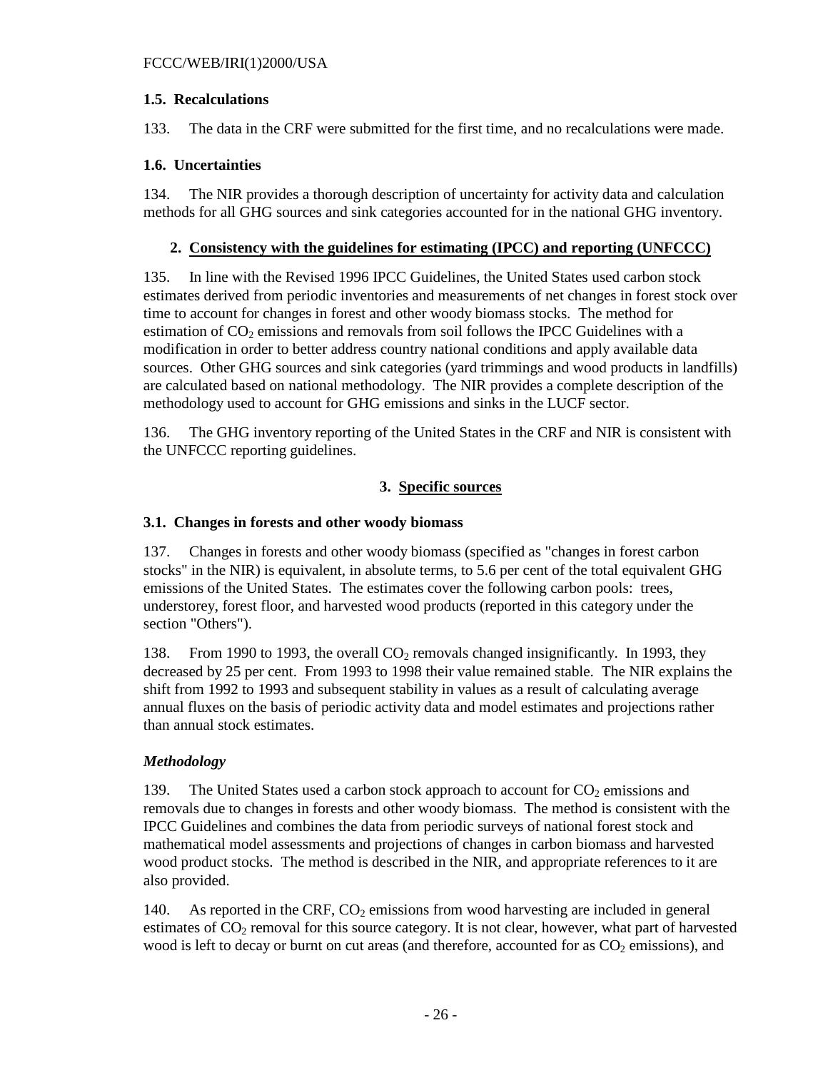### 1.5. Recalculations

133. The data in the CRF were submitted for the first time, and no recalculations were made.

### 1.6. Uncertainties

134. The NIR provides a thorough description of uncertainty for activity data and calculation methods for all GHG sources and sink categories accounted for in the national GHG inventory.

## 2. Consistency with the guidelines for estimating (IPCC) and reporting (UNFCCC)

135. In line with the Revised 1996 IPCC Guidelines, the United States used carbon stock estimates derived from periodic inventories and measurements of net changes in forest stock over time to account for changes in forest and other woody biomass stocks. The method for estimation of $CO_2$ emissions and removals from soil follows the IPCC Guidelines with a modification in order to better address country national conditions and apply available data sources. Other GHG sources and sink categories (yard trimmings and wood products in landfills) are calculated based on national methodology. The NIR provides a complete description of the methodology used to account for GHG emissions and sinks in the LUCF sector.

136. The GHG inventory reporting of the United States in the CRF and NIR is consistent with the UNFCCC reporting guidelines.

## 3. Specific sources

### 3.1. Changes in forests and other woody biomass

137. Changes in forests and other woody biomass (specified as "changes in forest carbon stocks" in the NIR) is equivalent, in absolute terms, to 5.6 per cent of the total equivalent GHG emissions of the United States. The estimates cover the following carbon pools: trees, understorey, forest floor, and harvested wood products (reported in this category under the section "Others").

138. From 1990 to 1993, the overall $CO_2$ removals changed insignificantly. In 1993, they decreased by 25 per cent. From 1993 to 1998 their value remained stable. The NIR explains the shift from 1992 to 1993 and subsequent stability in values as a result of calculating average annual fluxes on the basis of periodic activity data and model estimates and projections rather than annual stock estimates.

#### *Methodology*

139. The United States used a carbon stock approach to account for $CO_2$ emissions and removals due to changes in forests and other woody biomass. The method is consistent with the IPCC Guidelines and combines the data from periodic surveys of national forest stock and mathematical model assessments and projections of changes in carbon biomass and harvested wood product stocks. The method is described in the NIR, and appropriate references to it are also provided.

140. As reported in the CRF, $CO_2$ emissions from wood harvesting are included in general estimates of $CO_2$ removal for this source category. It is not clear, however, what part of harvested wood is left to decay or burnt on cut areas (and therefore, accounted for as $CO_2$ emissions), and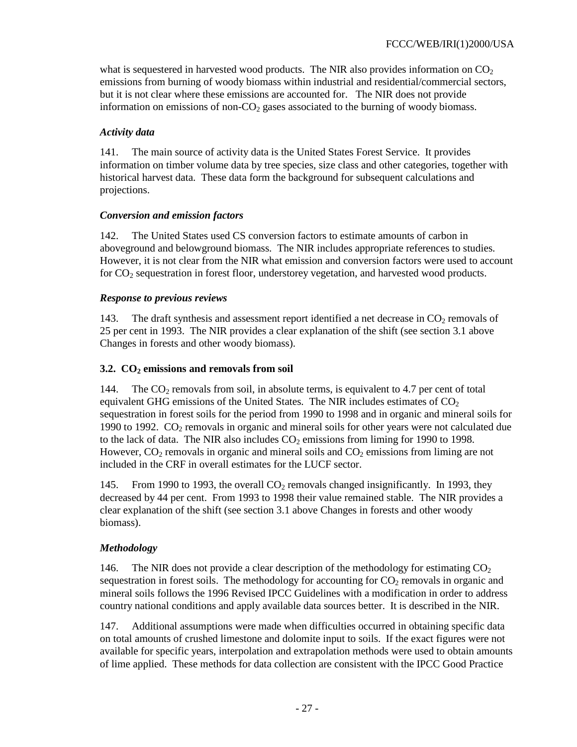what is sequestered in harvested wood products. The NIR also provides information on $CO_2$ emissions from burning of woody biomass within industrial and residential/commercial sectors, but it is not clear where these emissions are accounted for. The NIR does not provide information on emissions of non-$CO_2$ gases associated to the burning of woody biomass.

#### *Activity data*

141. The main source of activity data is the United States Forest Service. It provides information on timber volume data by tree species, size class and other categories, together with historical harvest data. These data form the background for subsequent calculations and projections.

#### *Conversion and emission factors*

142. The United States used CS conversion factors to estimate amounts of carbon in aboveground and belowground biomass. The NIR includes appropriate references to studies. However, it is not clear from the NIR what emission and conversion factors were used to account for $CO_2$ sequestration in forest floor, understorey vegetation, and harvested wood products.

#### *Response to previous reviews*

143. The draft synthesis and assessment report identified a net decrease in $CO_2$ removals of 25 per cent in 1993. The NIR provides a clear explanation of the shift (see section 3.1 above Changes in forests and other woody biomass).

### 3.2. $CO_2$ emissions and removals from soil

144. The $CO_2$ removals from soil, in absolute terms, is equivalent to 4.7 per cent of total equivalent GHG emissions of the United States. The NIR includes estimates of $CO_2$ sequestration in forest soils for the period from 1990 to 1998 and in organic and mineral soils for 1990 to 1992. $CO_2$ removals in organic and mineral soils for other years were not calculated due to the lack of data. The NIR also includes $CO_2$ emissions from liming for 1990 to 1998. However, $CO_2$ removals in organic and mineral soils and $CO_2$ emissions from liming are not included in the CRF in overall estimates for the LUCF sector.

145. From 1990 to 1993, the overall $CO_2$ removals changed insignificantly. In 1993, they decreased by 44 per cent. From 1993 to 1998 their value remained stable. The NIR provides a clear explanation of the shift (see section 3.1 above Changes in forests and other woody biomass).

#### *Methodology*

146. The NIR does not provide a clear description of the methodology for estimating $CO_2$ sequestration in forest soils. The methodology for accounting for $CO_2$ removals in organic and mineral soils follows the 1996 Revised IPCC Guidelines with a modification in order to address country national conditions and apply available data sources better. It is described in the NIR.

147. Additional assumptions were made when difficulties occurred in obtaining specific data on total amounts of crushed limestone and dolomite input to soils. If the exact figures were not available for specific years, interpolation and extrapolation methods were used to obtain amounts of lime applied. These methods for data collection are consistent with the IPCC Good Practice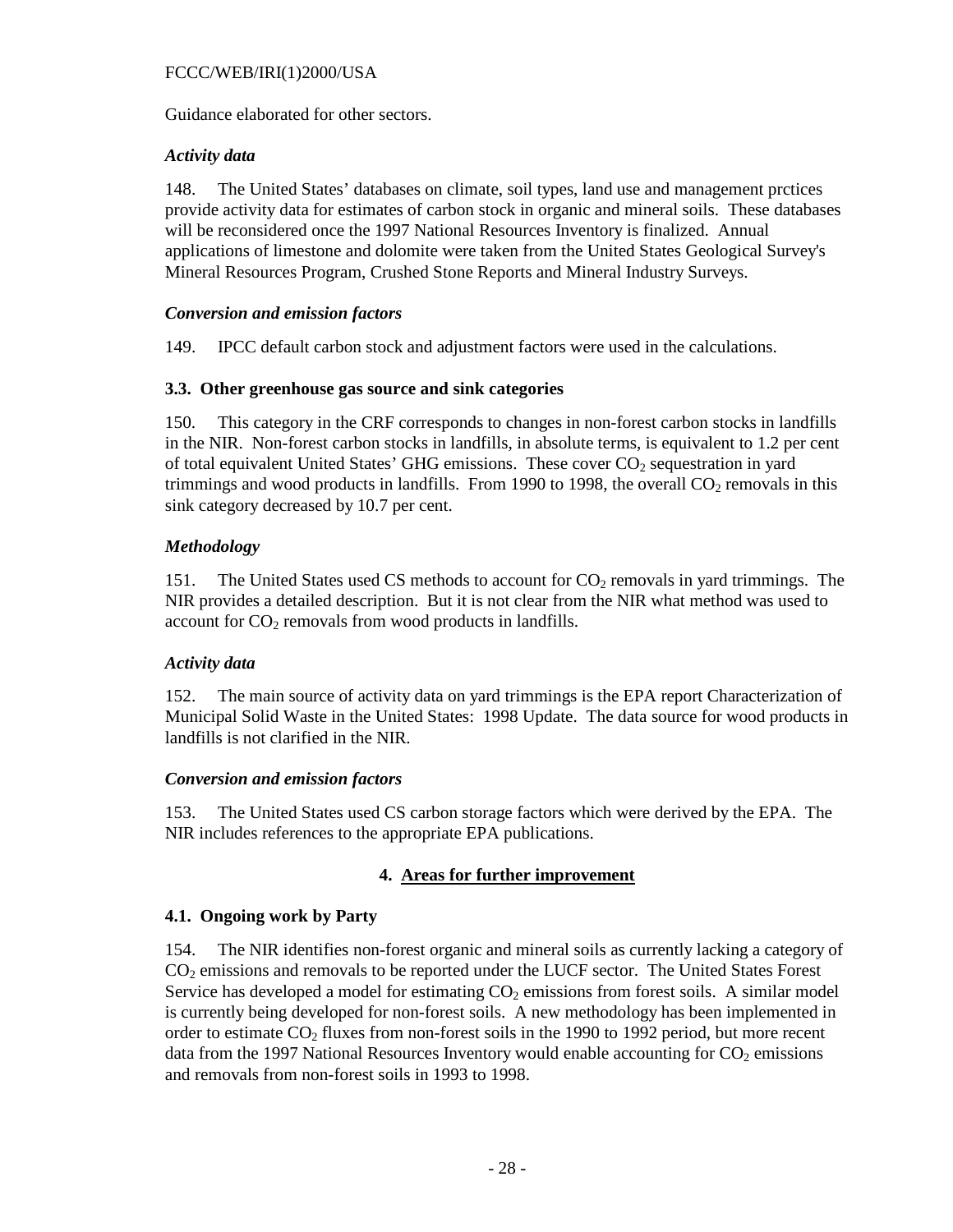Guidance elaborated for other sectors.

### *Activity data*

148. The United States' databases on climate, soil types, land use and management prctices provide activity data for estimates of carbon stock in organic and mineral soils. These databases will be reconsidered once the 1997 National Resources Inventory is finalized. Annual applications of limestone and dolomite were taken from the United States Geological Survey's Mineral Resources Program, Crushed Stone Reports and Mineral Industry Surveys.

### *Conversion and emission factors*

149. IPCC default carbon stock and adjustment factors were used in the calculations.

### 3.3. Other greenhouse gas source and sink categories

150. This category in the CRF corresponds to changes in non-forest carbon stocks in landfills in the NIR. Non-forest carbon stocks in landfills, in absolute terms, is equivalent to 1.2 per cent of total equivalent United States' GHG emissions. These cover $CO_2$ sequestration in yard trimmings and wood products in landfills. From 1990 to 1998, the overall $CO_2$ removals in this sink category decreased by 10.7 per cent.

### *Methodology*

151. The United States used CS methods to account for $CO_2$ removals in yard trimmings. The NIR provides a detailed description. But it is not clear from the NIR what method was used to account for $CO_2$ removals from wood products in landfills.

### *Activity data*

152. The main source of activity data on yard trimmings is the EPA report Characterization of Municipal Solid Waste in the United States: 1998 Update. The data source for wood products in landfills is not clarified in the NIR.

### *Conversion and emission factors*

153. The United States used CS carbon storage factors which were derived by the EPA. The NIR includes references to the appropriate EPA publications.

## 4. Areas for further improvement

### 4.1. Ongoing work by Party

154. The NIR identifies non-forest organic and mineral soils as currently lacking a category of $CO_2$ emissions and removals to be reported under the LUCF sector. The United States Forest Service has developed a model for estimating $CO_2$ emissions from forest soils. A similar model is currently being developed for non-forest soils. A new methodology has been implemented in order to estimate $CO_2$ fluxes from non-forest soils in the 1990 to 1992 period, but more recent data from the 1997 National Resources Inventory would enable accounting for $CO_2$ emissions and removals from non-forest soils in 1993 to 1998.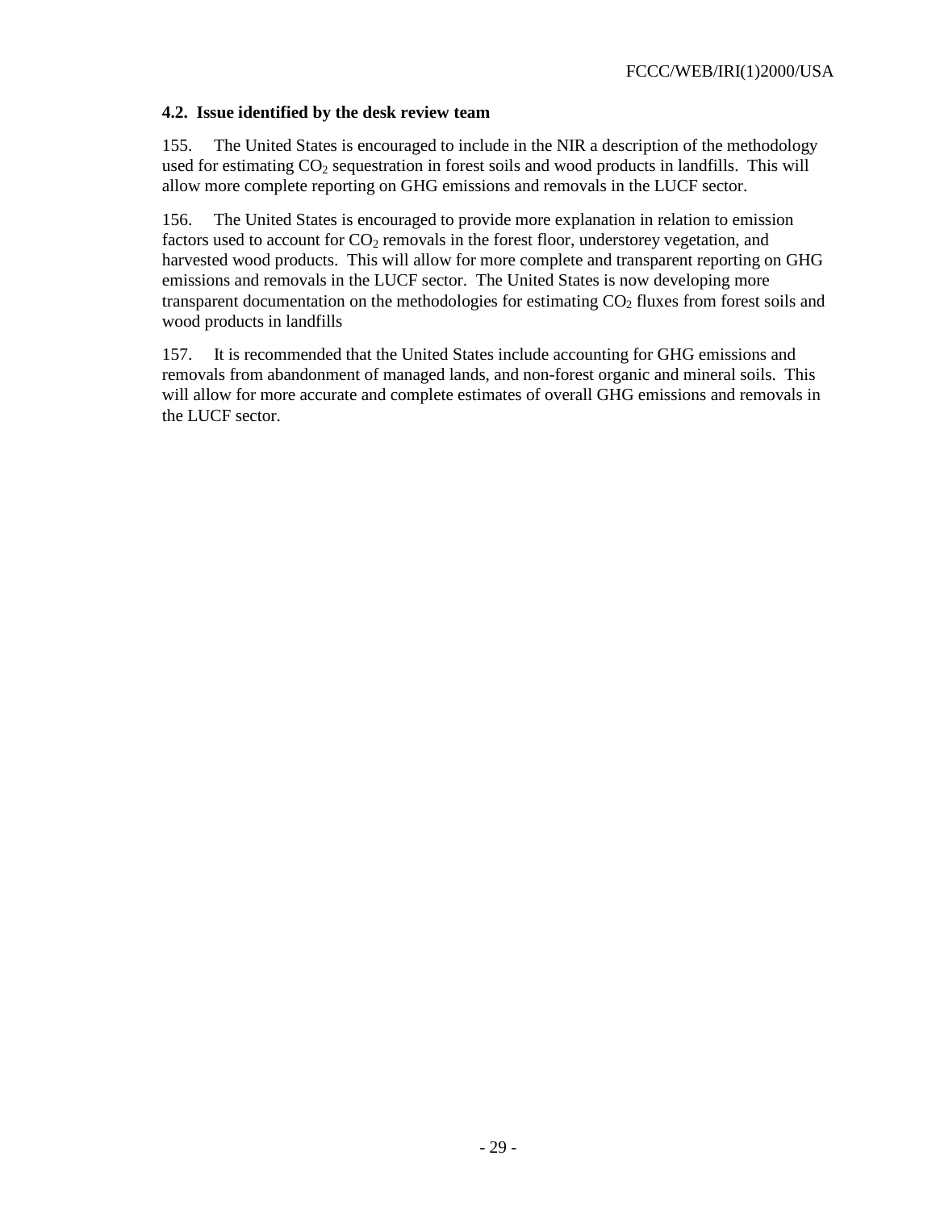### 4.2. Issue identified by the desk review team

155. The United States is encouraged to include in the NIR a description of the methodology used for estimating $CO_2$ sequestration in forest soils and wood products in landfills. This will allow more complete reporting on GHG emissions and removals in the LUCF sector.

156. The United States is encouraged to provide more explanation in relation to emission factors used to account for $CO_2$ removals in the forest floor, understorey vegetation, and harvested wood products. This will allow for more complete and transparent reporting on GHG emissions and removals in the LUCF sector. The United States is now developing more transparent documentation on the methodologies for estimating $CO_2$ fluxes from forest soils and wood products in landfills

157. It is recommended that the United States include accounting for GHG emissions and removals from abandonment of managed lands, and non-forest organic and mineral soils. This will allow for more accurate and complete estimates of overall GHG emissions and removals in the LUCF sector.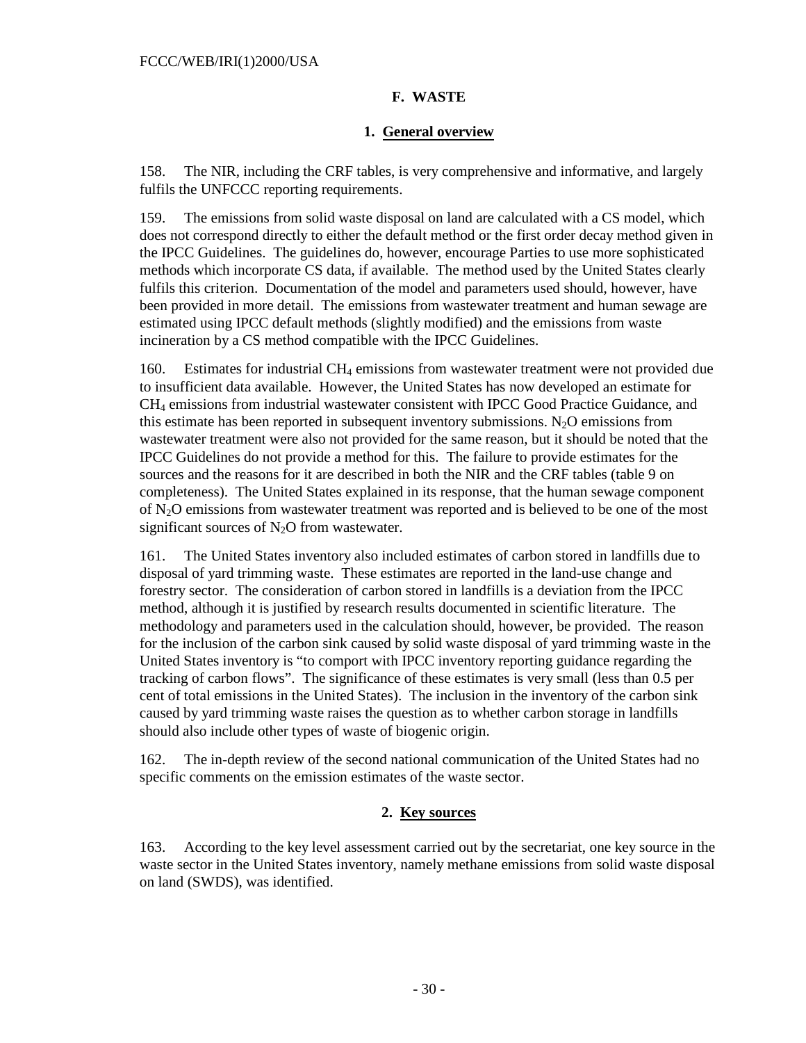## F. WASTE

### 1. General overview

158. The NIR, including the CRF tables, is very comprehensive and informative, and largely fulfils the UNFCCC reporting requirements.

159. The emissions from solid waste disposal on land are calculated with a CS model, which does not correspond directly to either the default method or the first order decay method given in the IPCC Guidelines. The guidelines do, however, encourage Parties to use more sophisticated methods which incorporate CS data, if available. The method used by the United States clearly fulfils this criterion. Documentation of the model and parameters used should, however, have been provided in more detail. The emissions from wastewater treatment and human sewage are estimated using IPCC default methods (slightly modified) and the emissions from waste incineration by a CS method compatible with the IPCC Guidelines.

160. Estimates for industrial $CH_4$ emissions from wastewater treatment were not provided due to insufficient data available. However, the United States has now developed an estimate for $CH_4$ emissions from industrial wastewater consistent with IPCC Good Practice Guidance, and this estimate has been reported in subsequent inventory submissions. $N_2O$ emissions from wastewater treatment were also not provided for the same reason, but it should be noted that the IPCC Guidelines do not provide a method for this. The failure to provide estimates for the sources and the reasons for it are described in both the NIR and the CRF tables (table 9 on completeness). The United States explained in its response, that the human sewage component of $N_2O$ emissions from wastewater treatment was reported and is believed to be one of the most significant sources of $N_2O$ from wastewater.

161. The United States inventory also included estimates of carbon stored in landfills due to disposal of yard trimming waste. These estimates are reported in the land-use change and forestry sector. The consideration of carbon stored in landfills is a deviation from the IPCC method, although it is justified by research results documented in scientific literature. The methodology and parameters used in the calculation should, however, be provided. The reason for the inclusion of the carbon sink caused by solid waste disposal of yard trimming waste in the United States inventory is "to comport with IPCC inventory reporting guidance regarding the tracking of carbon flows". The significance of these estimates is very small (less than 0.5 per cent of total emissions in the United States). The inclusion in the inventory of the carbon sink caused by yard trimming waste raises the question as to whether carbon storage in landfills should also include other types of waste of biogenic origin.

162. The in-depth review of the second national communication of the United States had no specific comments on the emission estimates of the waste sector.

### 2. Key sources

163. According to the key level assessment carried out by the secretariat, one key source in the waste sector in the United States inventory, namely methane emissions from solid waste disposal on land (SWDS), was identified.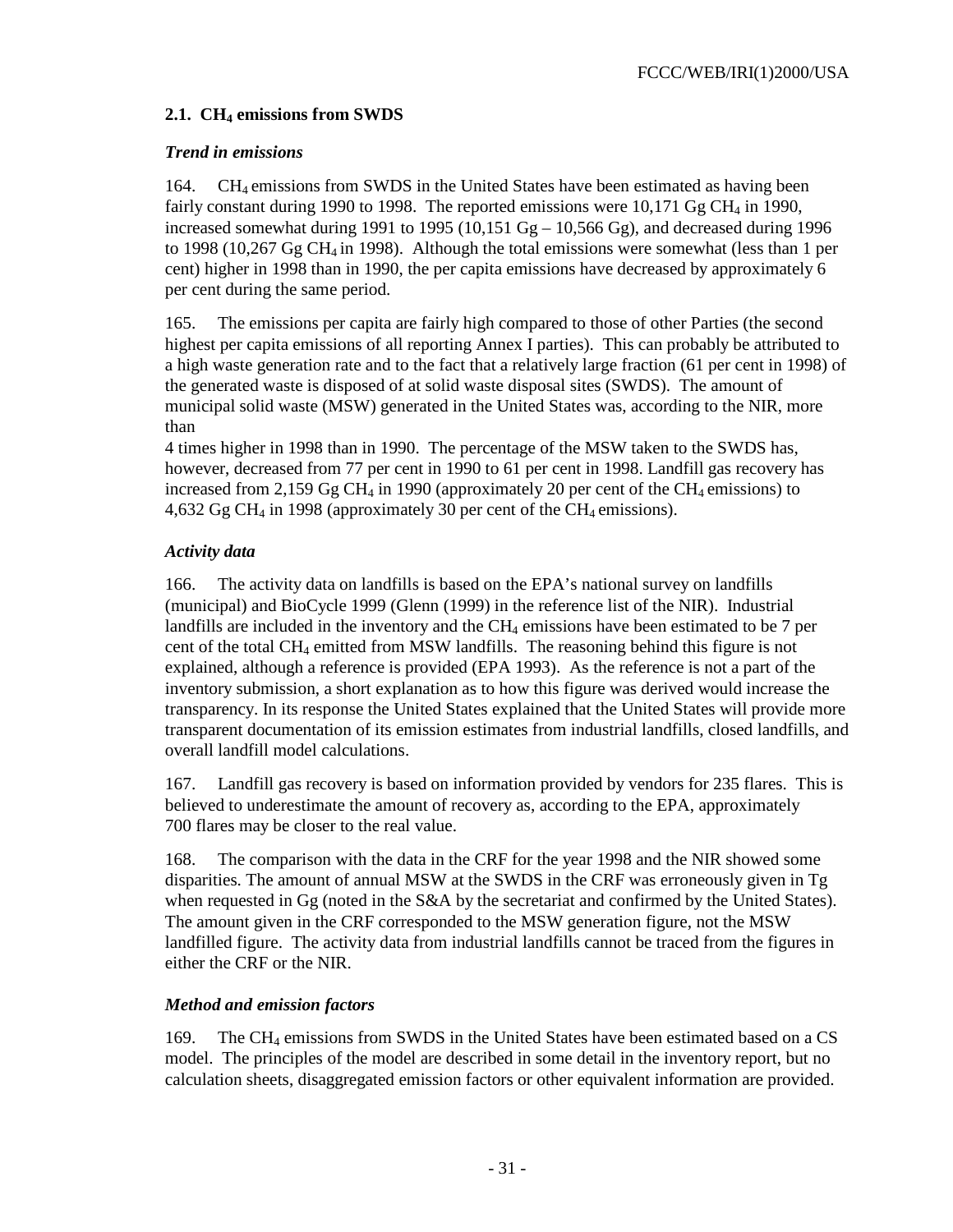### 2.1. $CH_4$ emissions from SWDS

*Trend in emissions*

164. $CH_4$ emissions from SWDS in the United States have been estimated as having been fairly constant during 1990 to 1998. The reported emissions were 10,171 Gg $CH_4$ in 1990, increased somewhat during 1991 to 1995 (10,151 Gg – 10,566 Gg), and decreased during 1996 to 1998 (10,267 Gg $CH_4$ in 1998). Although the total emissions were somewhat (less than 1 per cent) higher in 1998 than in 1990, the per capita emissions have decreased by approximately 6 per cent during the same period.

165. The emissions per capita are fairly high compared to those of other Parties (the second highest per capita emissions of all reporting Annex I parties). This can probably be attributed to a high waste generation rate and to the fact that a relatively large fraction (61 per cent in 1998) of the generated waste is disposed of at solid waste disposal sites (SWDS). The amount of municipal solid waste (MSW) generated in the United States was, according to the NIR, more than 4 times higher in 1998 than in 1990. The percentage of the MSW taken to the SWDS has, however, decreased from 77 per cent in 1990 to 61 per cent in 1998. Landfill gas recovery has increased from 2,159 Gg $CH_4$ in 1990 (approximately 20 per cent of the $CH_4$ emissions) to 4,632 Gg $CH_4$ in 1998 (approximately 30 per cent of the $CH_4$ emissions).

*Activity data*

166. The activity data on landfills is based on the EPA's national survey on landfills (municipal) and BioCycle 1999 (Glenn (1999) in the reference list of the NIR). Industrial landfills are included in the inventory and the $CH_4$ emissions have been estimated to be 7 per cent of the total $CH_4$ emitted from MSW landfills. The reasoning behind this figure is not explained, although a reference is provided (EPA 1993). As the reference is not a part of the inventory submission, a short explanation as to how this figure was derived would increase the transparency. In its response the United States explained that the United States will provide more transparent documentation of its emission estimates from industrial landfills, closed landfills, and overall landfill model calculations.

167. Landfill gas recovery is based on information provided by vendors for 235 flares. This is believed to underestimate the amount of recovery as, according to the EPA, approximately 700 flares may be closer to the real value.

168. The comparison with the data in the CRF for the year 1998 and the NIR showed some disparities. The amount of annual MSW at the SWDS in the CRF was erroneously given in Tg when requested in Gg (noted in the S&A by the secretariat and confirmed by the United States). The amount given in the CRF corresponded to the MSW generation figure, not the MSW landfilled figure. The activity data from industrial landfills cannot be traced from the figures in either the CRF or the NIR.

*Method and emission factors*

169. The $CH_4$ emissions from SWDS in the United States have been estimated based on a CS model. The principles of the model are described in some detail in the inventory report, but no calculation sheets, disaggregated emission factors or other equivalent information are provided.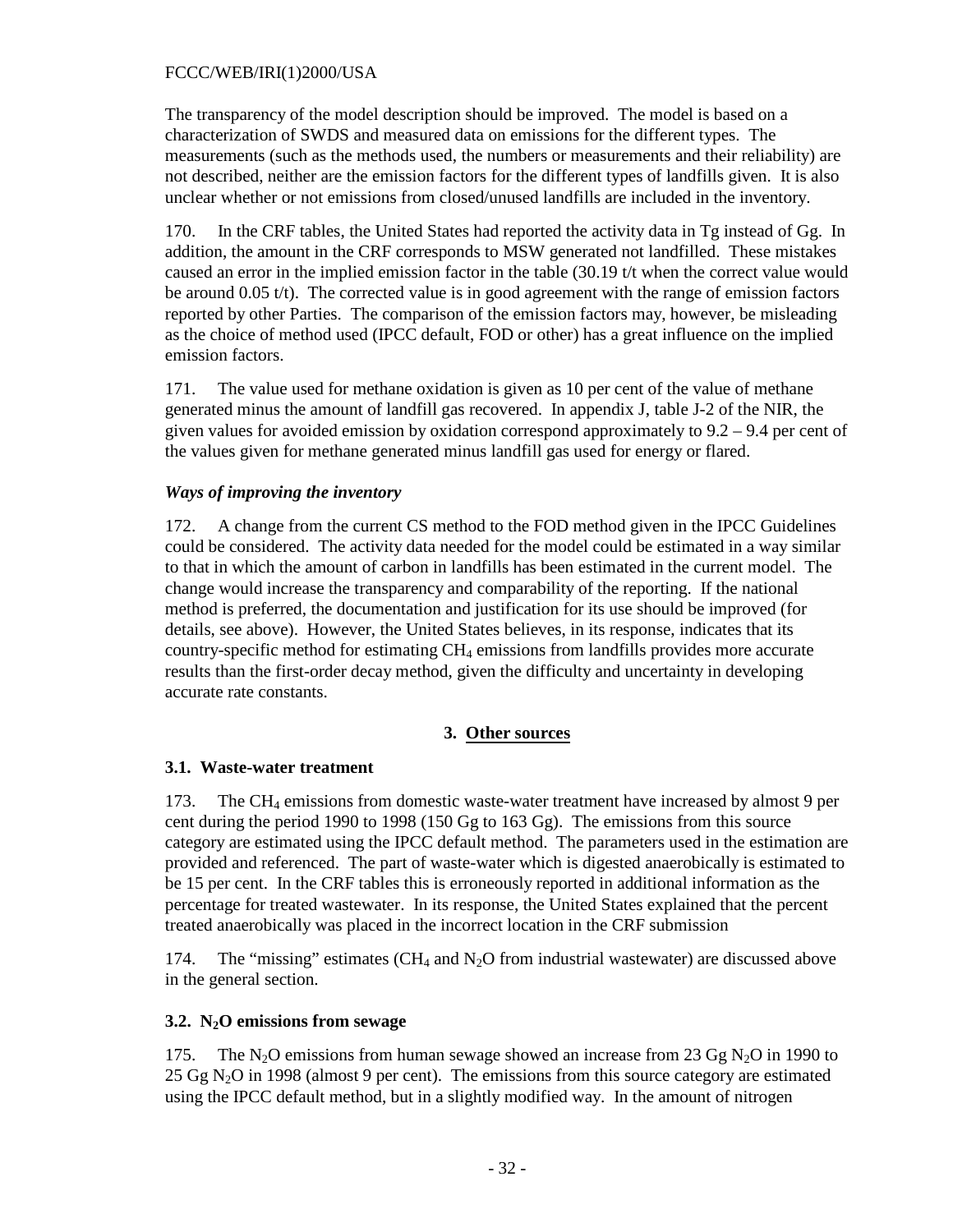The transparency of the model description should be improved. The model is based on a characterization of SWDS and measured data on emissions for the different types. The measurements (such as the methods used, the numbers or measurements and their reliability) are not described, neither are the emission factors for the different types of landfills given. It is also unclear whether or not emissions from closed/unused landfills are included in the inventory.

170. In the CRF tables, the United States had reported the activity data in Tg instead of Gg. In addition, the amount in the CRF corresponds to MSW generated not landfilled. These mistakes caused an error in the implied emission factor in the table (30.19 t/t when the correct value would be around 0.05 t/t). The corrected value is in good agreement with the range of emission factors reported by other Parties. The comparison of the emission factors may, however, be misleading as the choice of method used (IPCC default, FOD or other) has a great influence on the implied emission factors.

171. The value used for methane oxidation is given as 10 per cent of the value of methane generated minus the amount of landfill gas recovered. In appendix J, table J-2 of the NIR, the given values for avoided emission by oxidation correspond approximately to 9.2 – 9.4 per cent of the values given for methane generated minus landfill gas used for energy or flared.

### *Ways of improving the inventory*

172. A change from the current CS method to the FOD method given in the IPCC Guidelines could be considered. The activity data needed for the model could be estimated in a way similar to that in which the amount of carbon in landfills has been estimated in the current model. The change would increase the transparency and comparability of the reporting. If the national method is preferred, the documentation and justification for its use should be improved (for details, see above). However, the United States believes, in its response, indicates that its country-specific method for estimating $CH_4$ emissions from landfills provides more accurate results than the first-order decay method, given the difficulty and uncertainty in developing accurate rate constants.

## 3. Other sources

### 3.1. Waste-water treatment

173. The $CH_4$ emissions from domestic waste-water treatment have increased by almost 9 per cent during the period 1990 to 1998 (150 Gg to 163 Gg). The emissions from this source category are estimated using the IPCC default method. The parameters used in the estimation are provided and referenced. The part of waste-water which is digested anaerobically is estimated to be 15 per cent. In the CRF tables this is erroneously reported in additional information as the percentage for treated wastewater. In its response, the United States explained that the percent treated anaerobically was placed in the incorrect location in the CRF submission

174. The "missing" estimates ($CH_4$ and $N_2O$ from industrial wastewater) are discussed above in the general section.

### 3.2. $N_2O$ emissions from sewage

175. The $N_2O$ emissions from human sewage showed an increase from 23 Gg $N_2O$ in 1990 to 25 Gg $N_2O$ in 1998 (almost 9 per cent). The emissions from this source category are estimated using the IPCC default method, but in a slightly modified way. In the amount of nitrogen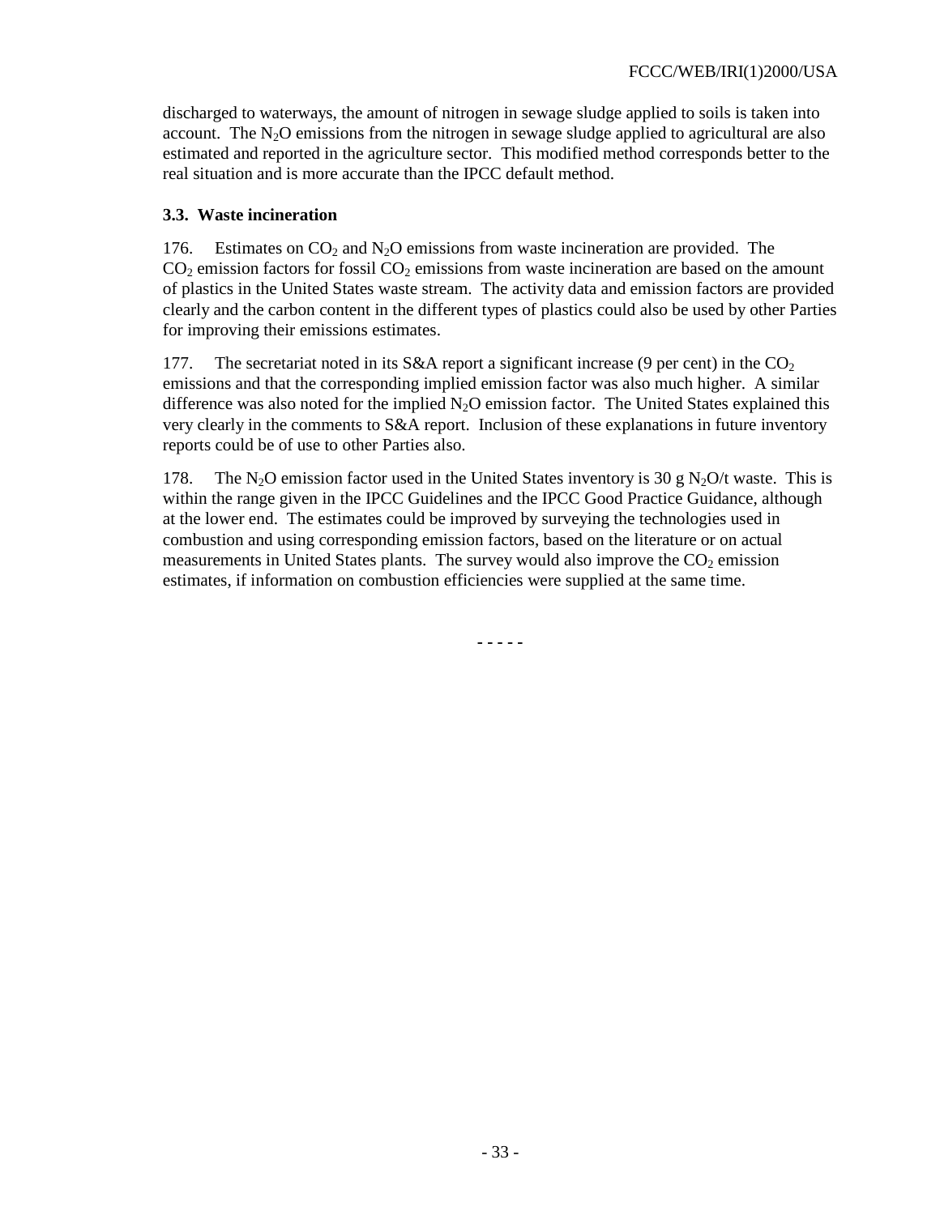discharged to waterways, the amount of nitrogen in sewage sludge applied to soils is taken into account. The $N_2O$ emissions from the nitrogen in sewage sludge applied to agricultural are also estimated and reported in the agriculture sector. This modified method corresponds better to the real situation and is more accurate than the IPCC default method.

### 3.3. Waste incineration

176. Estimates on $CO_2$ and $N_2O$ emissions from waste incineration are provided. The $CO_2$ emission factors for fossil $CO_2$ emissions from waste incineration are based on the amount of plastics in the United States waste stream. The activity data and emission factors are provided clearly and the carbon content in the different types of plastics could also be used by other Parties for improving their emissions estimates.

177. The secretariat noted in its S&A report a significant increase (9 per cent) in the $CO_2$ emissions and that the corresponding implied emission factor was also much higher. A similar difference was also noted for the implied $N_2O$ emission factor. The United States explained this very clearly in the comments to S&A report. Inclusion of these explanations in future inventory reports could be of use to other Parties also.

178. The $N_2O$ emission factor used in the United States inventory is 30 g $N_2O$/t waste. This is within the range given in the IPCC Guidelines and the IPCC Good Practice Guidance, although at the lower end. The estimates could be improved by surveying the technologies used in combustion and using corresponding emission factors, based on the literature or on actual measurements in United States plants. The survey would also improve the $CO_2$ emission estimates, if information on combustion efficiencies were supplied at the same time.

- - - - -